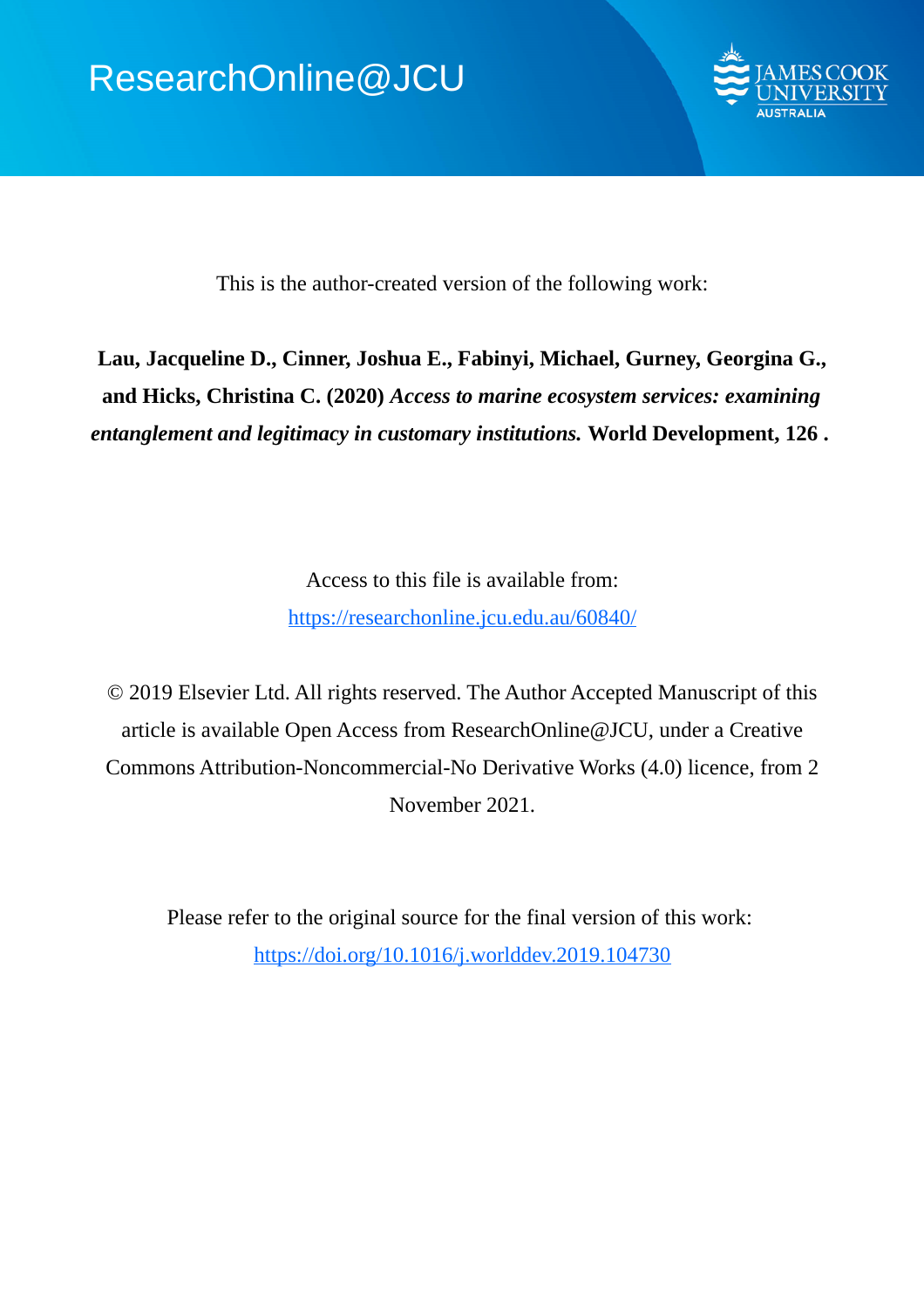ResearchOnline@JCU

This is the author-created version of the following work:

**Lau, Jacqueline D., Cinner, Joshua E., Fabinyi, Michael, Gurney, Georgina G., and Hicks, Christina C. (2020)** ***Access to marine ecosystem services: examining entanglement and legitimacy in customary institutions.*** **World Development, 126 .**

Access to this file is available from:

https://researchonline.jcu.edu.au/60840/

© 2019 Elsevier Ltd. All rights reserved. The Author Accepted Manuscript of this article is available Open Access from ResearchOnline@JCU, under a Creative Commons Attribution-Noncommercial-No Derivative Works (4.0) licence, from 2 November 2021.

Please refer to the original source for the final version of this work:

https://doi.org/10.1016/j.worlddev.2019.104730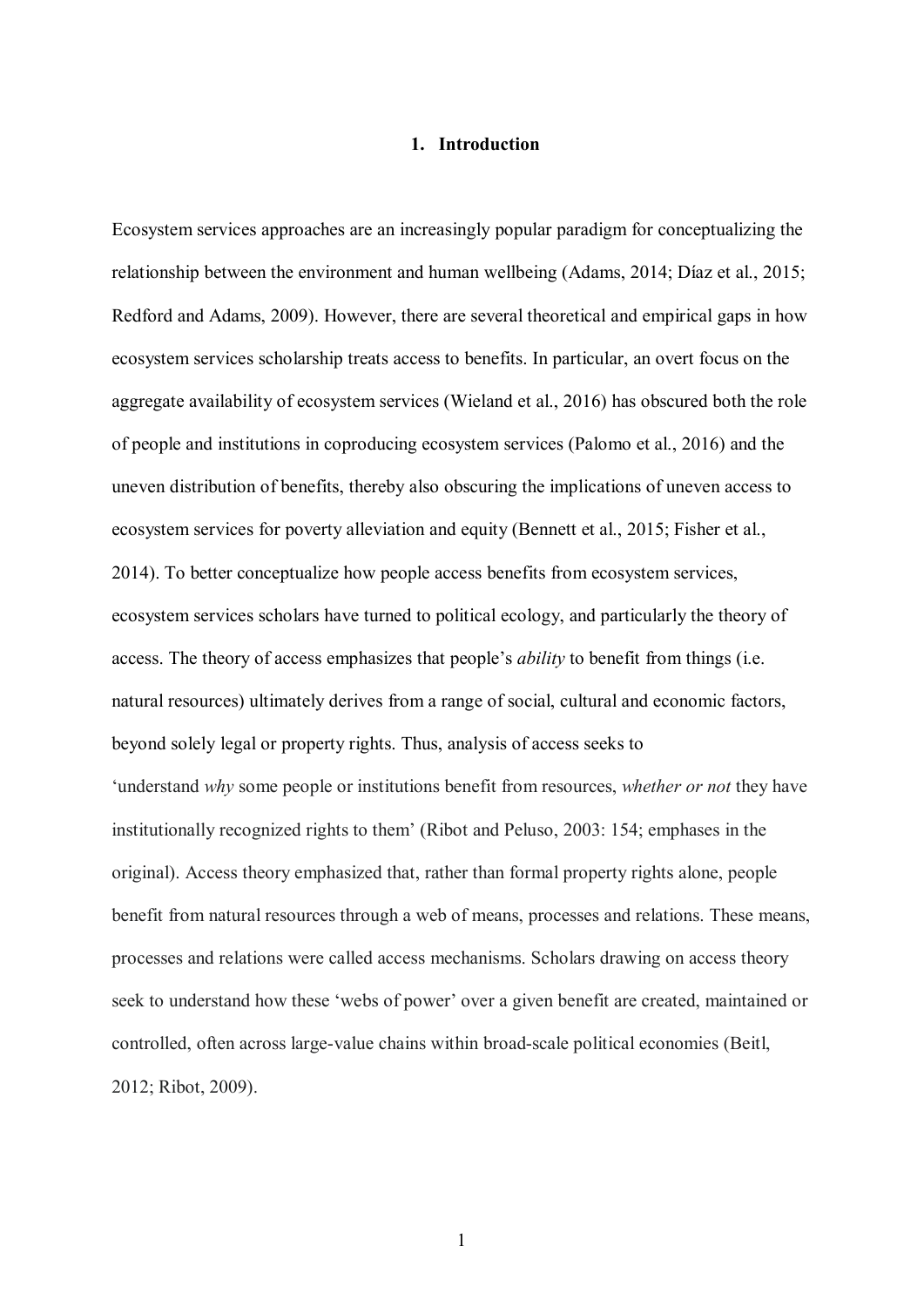# 1. Introduction

Ecosystem services approaches are an increasingly popular paradigm for conceptualizing the relationship between the environment and human wellbeing (Adams, 2014; Díaz et al., 2015; Redford and Adams, 2009). However, there are several theoretical and empirical gaps in how ecosystem services scholarship treats access to benefits. In particular, an overt focus on the aggregate availability of ecosystem services (Wieland et al., 2016) has obscured both the role of people and institutions in coproducing ecosystem services (Palomo et al., 2016) and the uneven distribution of benefits, thereby also obscuring the implications of uneven access to ecosystem services for poverty alleviation and equity (Bennett et al., 2015; Fisher et al., 2014). To better conceptualize how people access benefits from ecosystem services, ecosystem services scholars have turned to political ecology, and particularly the theory of access. The theory of access emphasizes that people's *ability* to benefit from things (i.e. natural resources) ultimately derives from a range of social, cultural and economic factors, beyond solely legal or property rights. Thus, analysis of access seeks to 'understand *why* some people or institutions benefit from resources, *whether or not* they have institutionally recognized rights to them' (Ribot and Peluso, 2003: 154; emphases in the original). Access theory emphasized that, rather than formal property rights alone, people benefit from natural resources through a web of means, processes and relations. These means, processes and relations were called access mechanisms. Scholars drawing on access theory seek to understand how these 'webs of power' over a given benefit are created, maintained or controlled, often across large-value chains within broad-scale political economies (Beitl, 2012; Ribot, 2009).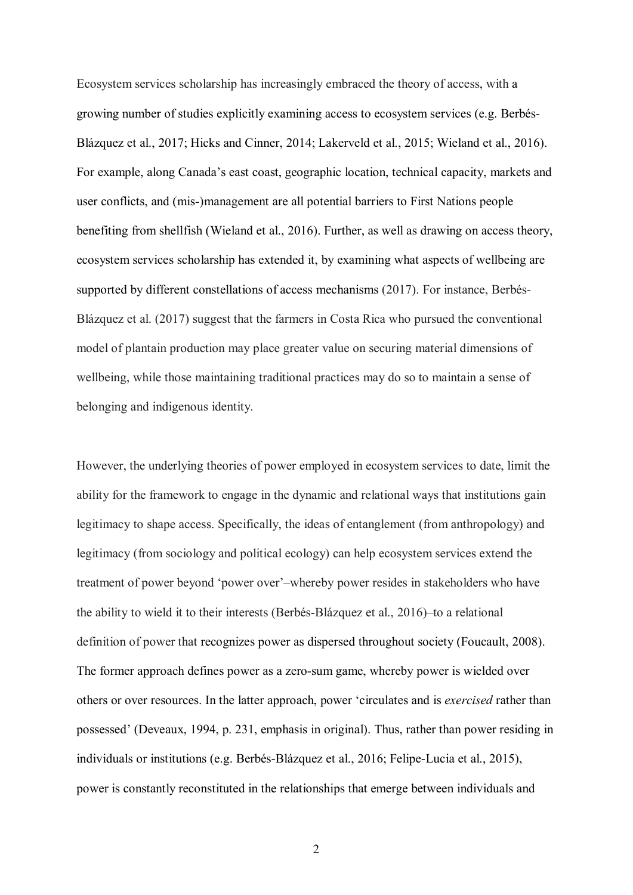Ecosystem services scholarship has increasingly embraced the theory of access, with a growing number of studies explicitly examining access to ecosystem services (e.g. Berbés-Blázquez et al., 2017; Hicks and Cinner, 2014; Lakerveld et al., 2015; Wieland et al., 2016). For example, along Canada's east coast, geographic location, technical capacity, markets and user conflicts, and (mis-)management are all potential barriers to First Nations people benefiting from shellfish (Wieland et al., 2016). Further, as well as drawing on access theory, ecosystem services scholarship has extended it, by examining what aspects of wellbeing are supported by different constellations of access mechanisms (2017). For instance, Berbés-Blázquez et al. (2017) suggest that the farmers in Costa Rica who pursued the conventional model of plantain production may place greater value on securing material dimensions of wellbeing, while those maintaining traditional practices may do so to maintain a sense of belonging and indigenous identity.

However, the underlying theories of power employed in ecosystem services to date, limit the ability for the framework to engage in the dynamic and relational ways that institutions gain legitimacy to shape access. Specifically, the ideas of entanglement (from anthropology) and legitimacy (from sociology and political ecology) can help ecosystem services extend the treatment of power beyond 'power over'–whereby power resides in stakeholders who have the ability to wield it to their interests (Berbés-Blázquez et al., 2016)–to a relational definition of power that recognizes power as dispersed throughout society (Foucault, 2008). The former approach defines power as a zero-sum game, whereby power is wielded over others or over resources. In the latter approach, power 'circulates and is *exercised* rather than possessed' (Deveaux, 1994, p. 231, emphasis in original). Thus, rather than power residing in individuals or institutions (e.g. Berbés-Blázquez et al., 2016; Felipe-Lucia et al., 2015), power is constantly reconstituted in the relationships that emerge between individuals and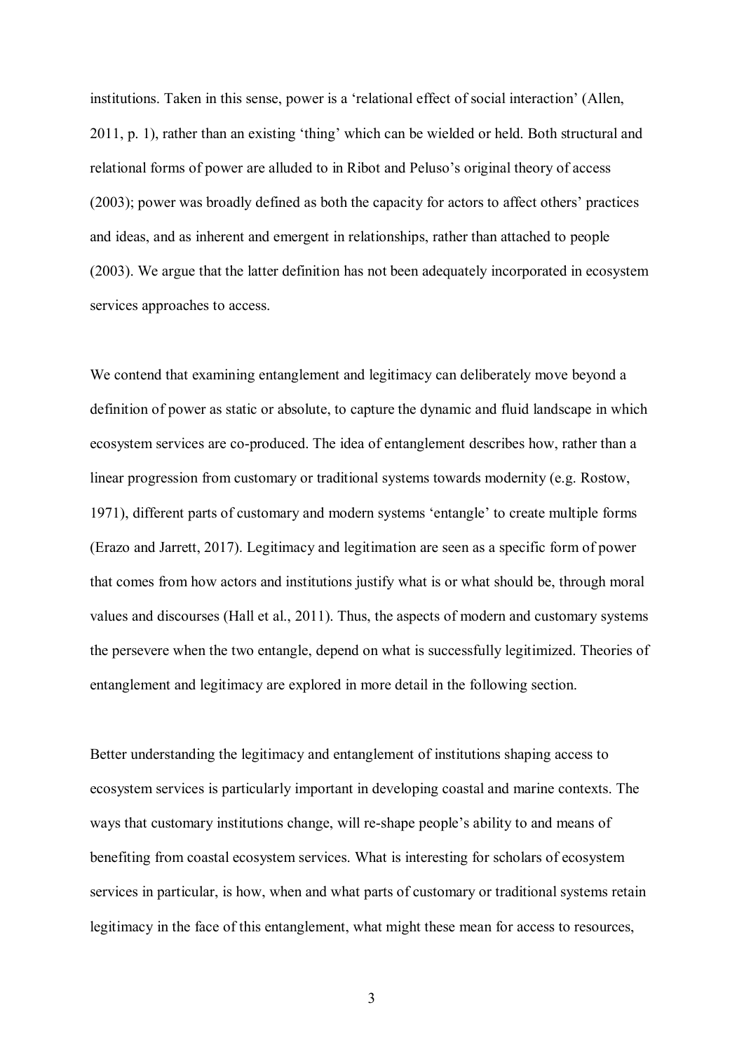institutions. Taken in this sense, power is a 'relational effect of social interaction' (Allen, 2011, p. 1), rather than an existing 'thing' which can be wielded or held. Both structural and relational forms of power are alluded to in Ribot and Peluso's original theory of access (2003); power was broadly defined as both the capacity for actors to affect others' practices and ideas, and as inherent and emergent in relationships, rather than attached to people (2003). We argue that the latter definition has not been adequately incorporated in ecosystem services approaches to access.

We contend that examining entanglement and legitimacy can deliberately move beyond a definition of power as static or absolute, to capture the dynamic and fluid landscape in which ecosystem services are co-produced. The idea of entanglement describes how, rather than a linear progression from customary or traditional systems towards modernity (e.g. Rostow, 1971), different parts of customary and modern systems 'entangle' to create multiple forms (Erazo and Jarrett, 2017). Legitimacy and legitimation are seen as a specific form of power that comes from how actors and institutions justify what is or what should be, through moral values and discourses (Hall et al., 2011). Thus, the aspects of modern and customary systems the persevere when the two entangle, depend on what is successfully legitimized. Theories of entanglement and legitimacy are explored in more detail in the following section.

Better understanding the legitimacy and entanglement of institutions shaping access to ecosystem services is particularly important in developing coastal and marine contexts. The ways that customary institutions change, will re-shape people's ability to and means of benefiting from coastal ecosystem services. What is interesting for scholars of ecosystem services in particular, is how, when and what parts of customary or traditional systems retain legitimacy in the face of this entanglement, what might these mean for access to resources,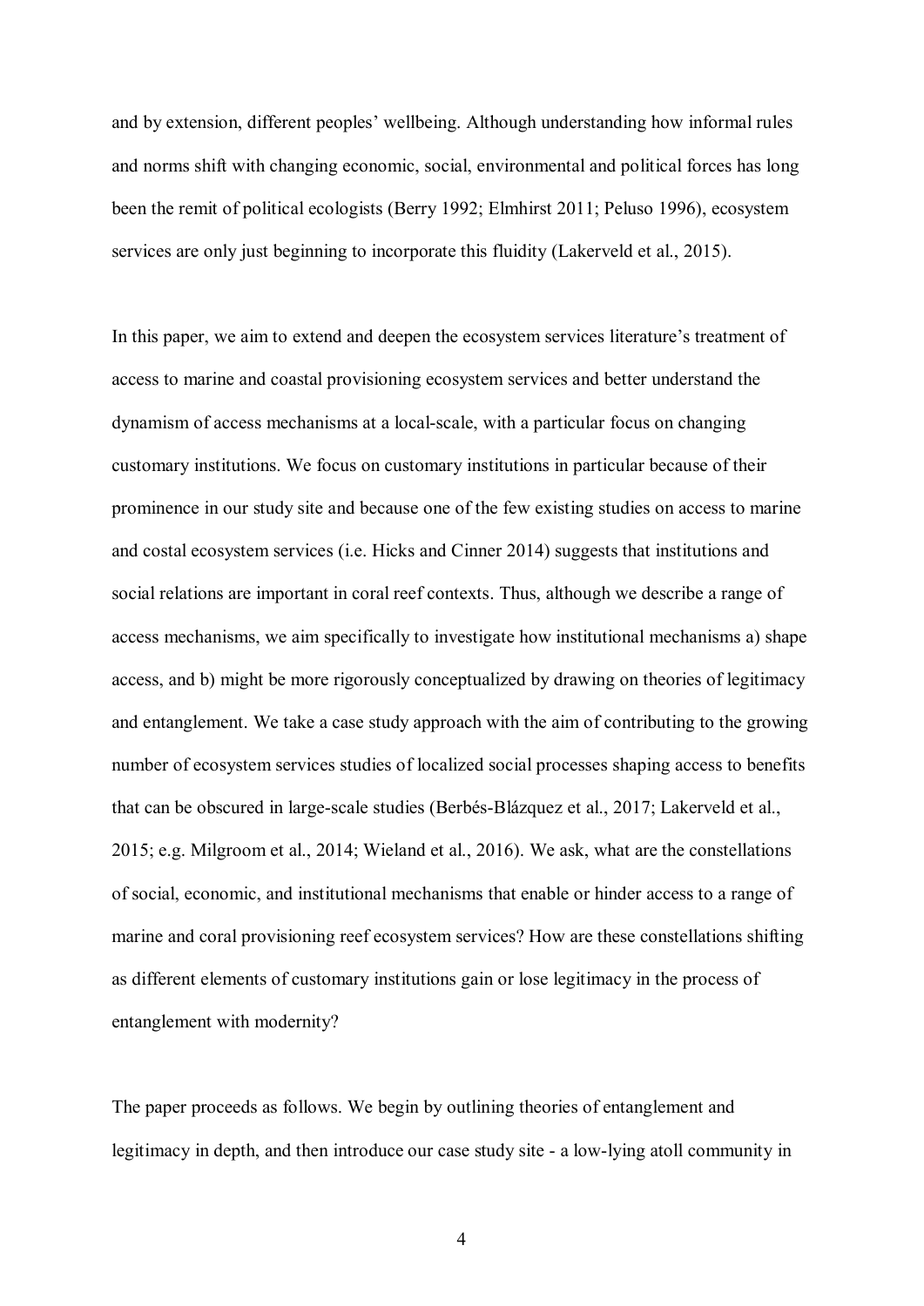and by extension, different peoples' wellbeing. Although understanding how informal rules and norms shift with changing economic, social, environmental and political forces has long been the remit of political ecologists (Berry 1992; Elmhirst 2011; Peluso 1996), ecosystem services are only just beginning to incorporate this fluidity (Lakerveld et al., 2015).

In this paper, we aim to extend and deepen the ecosystem services literature's treatment of access to marine and coastal provisioning ecosystem services and better understand the dynamism of access mechanisms at a local-scale, with a particular focus on changing customary institutions. We focus on customary institutions in particular because of their prominence in our study site and because one of the few existing studies on access to marine and costal ecosystem services (i.e. Hicks and Cinner 2014) suggests that institutions and social relations are important in coral reef contexts. Thus, although we describe a range of access mechanisms, we aim specifically to investigate how institutional mechanisms a) shape access, and b) might be more rigorously conceptualized by drawing on theories of legitimacy and entanglement. We take a case study approach with the aim of contributing to the growing number of ecosystem services studies of localized social processes shaping access to benefits that can be obscured in large-scale studies (Berbés-Blázquez et al., 2017; Lakerveld et al., 2015; e.g. Milgroom et al., 2014; Wieland et al., 2016). We ask, what are the constellations of social, economic, and institutional mechanisms that enable or hinder access to a range of marine and coral provisioning reef ecosystem services? How are these constellations shifting as different elements of customary institutions gain or lose legitimacy in the process of entanglement with modernity?

The paper proceeds as follows. We begin by outlining theories of entanglement and legitimacy in depth, and then introduce our case study site - a low-lying atoll community in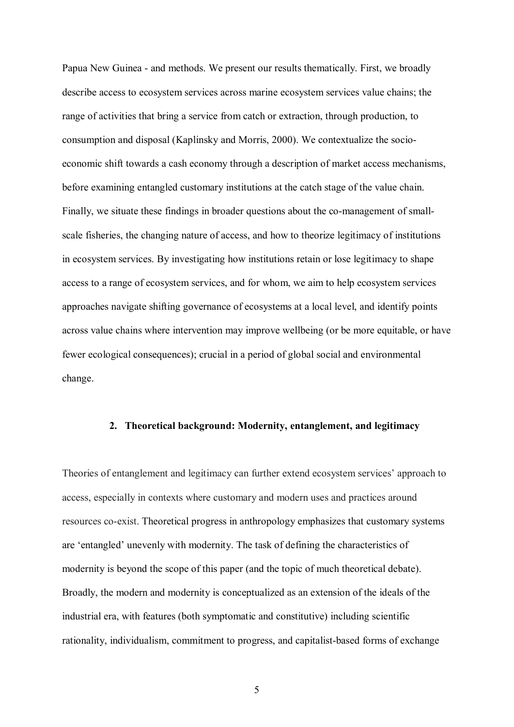Papua New Guinea - and methods. We present our results thematically. First, we broadly describe access to ecosystem services across marine ecosystem services value chains; the range of activities that bring a service from catch or extraction, through production, to consumption and disposal (Kaplinsky and Morris, 2000). We contextualize the socio-economic shift towards a cash economy through a description of market access mechanisms, before examining entangled customary institutions at the catch stage of the value chain. Finally, we situate these findings in broader questions about the co-management of small-scale fisheries, the changing nature of access, and how to theorize legitimacy of institutions in ecosystem services. By investigating how institutions retain or lose legitimacy to shape access to a range of ecosystem services, and for whom, we aim to help ecosystem services approaches navigate shifting governance of ecosystems at a local level, and identify points across value chains where intervention may improve wellbeing (or be more equitable, or have fewer ecological consequences); crucial in a period of global social and environmental change.

## 2. Theoretical background: Modernity, entanglement, and legitimacy

Theories of entanglement and legitimacy can further extend ecosystem services' approach to access, especially in contexts where customary and modern uses and practices around resources co-exist. Theoretical progress in anthropology emphasizes that customary systems are 'entangled' unevenly with modernity. The task of defining the characteristics of modernity is beyond the scope of this paper (and the topic of much theoretical debate). Broadly, the modern and modernity is conceptualized as an extension of the ideals of the industrial era, with features (both symptomatic and constitutive) including scientific rationality, individualism, commitment to progress, and capitalist-based forms of exchange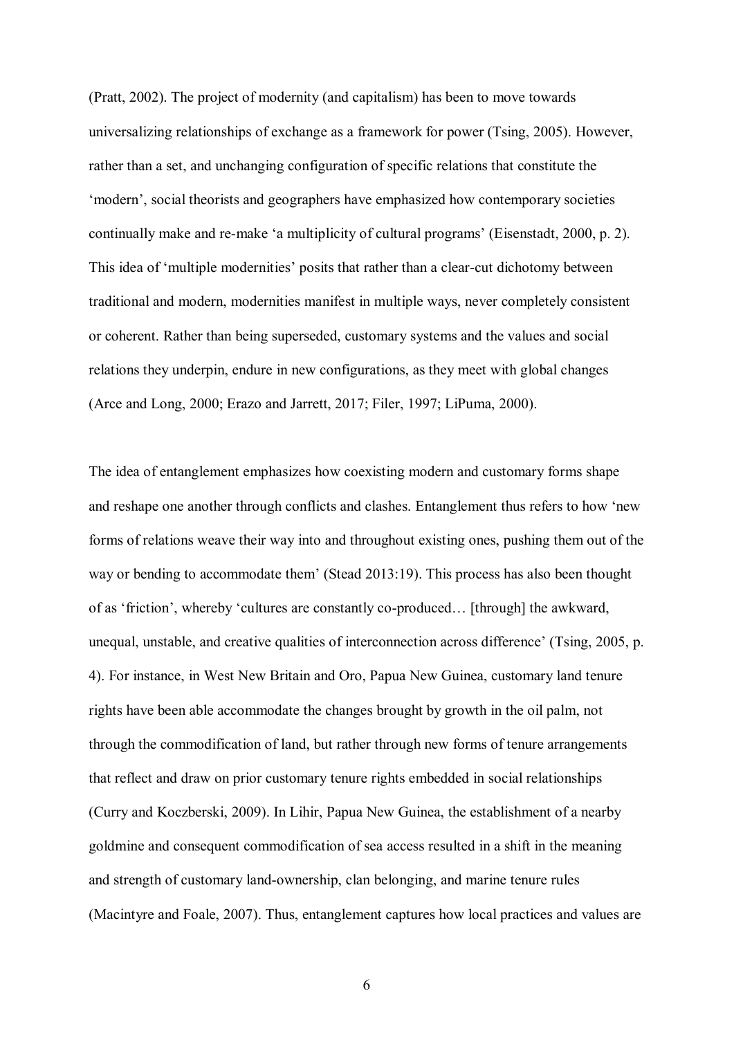(Pratt, 2002). The project of modernity (and capitalism) has been to move towards universalizing relationships of exchange as a framework for power (Tsing, 2005). However, rather than a set, and unchanging configuration of specific relations that constitute the 'modern', social theorists and geographers have emphasized how contemporary societies continually make and re-make 'a multiplicity of cultural programs' (Eisenstadt, 2000, p. 2). This idea of 'multiple modernities' posits that rather than a clear-cut dichotomy between traditional and modern, modernities manifest in multiple ways, never completely consistent or coherent. Rather than being superseded, customary systems and the values and social relations they underpin, endure in new configurations, as they meet with global changes (Arce and Long, 2000; Erazo and Jarrett, 2017; Filer, 1997; LiPuma, 2000).

The idea of entanglement emphasizes how coexisting modern and customary forms shape and reshape one another through conflicts and clashes. Entanglement thus refers to how 'new forms of relations weave their way into and throughout existing ones, pushing them out of the way or bending to accommodate them' (Stead 2013:19). This process has also been thought of as 'friction', whereby 'cultures are constantly co-produced… [through] the awkward, unequal, unstable, and creative qualities of interconnection across difference' (Tsing, 2005, p. 4). For instance, in West New Britain and Oro, Papua New Guinea, customary land tenure rights have been able accommodate the changes brought by growth in the oil palm, not through the commodification of land, but rather through new forms of tenure arrangements that reflect and draw on prior customary tenure rights embedded in social relationships (Curry and Koczberski, 2009). In Lihir, Papua New Guinea, the establishment of a nearby goldmine and consequent commodification of sea access resulted in a shift in the meaning and strength of customary land-ownership, clan belonging, and marine tenure rules (Macintyre and Foale, 2007). Thus, entanglement captures how local practices and values are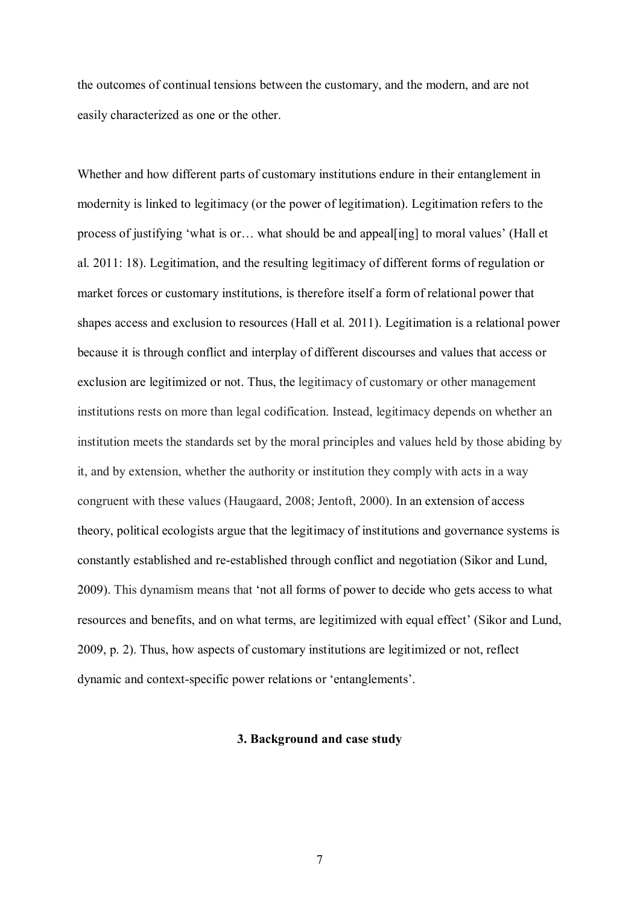the outcomes of continual tensions between the customary, and the modern, and are not easily characterized as one or the other.

Whether and how different parts of customary institutions endure in their entanglement in modernity is linked to legitimacy (or the power of legitimation). Legitimation refers to the process of justifying 'what is or… what should be and appeal[ing] to moral values' (Hall et al. 2011: 18). Legitimation, and the resulting legitimacy of different forms of regulation or market forces or customary institutions, is therefore itself a form of relational power that shapes access and exclusion to resources (Hall et al. 2011). Legitimation is a relational power because it is through conflict and interplay of different discourses and values that access or exclusion are legitimized or not. Thus, the legitimacy of customary or other management institutions rests on more than legal codification. Instead, legitimacy depends on whether an institution meets the standards set by the moral principles and values held by those abiding by it, and by extension, whether the authority or institution they comply with acts in a way congruent with these values (Haugaard, 2008; Jentoft, 2000). In an extension of access theory, political ecologists argue that the legitimacy of institutions and governance systems is constantly established and re-established through conflict and negotiation (Sikor and Lund, 2009). This dynamism means that 'not all forms of power to decide who gets access to what resources and benefits, and on what terms, are legitimized with equal effect' (Sikor and Lund, 2009, p. 2). Thus, how aspects of customary institutions are legitimized or not, reflect dynamic and context-specific power relations or 'entanglements'.

## 3. Background and case study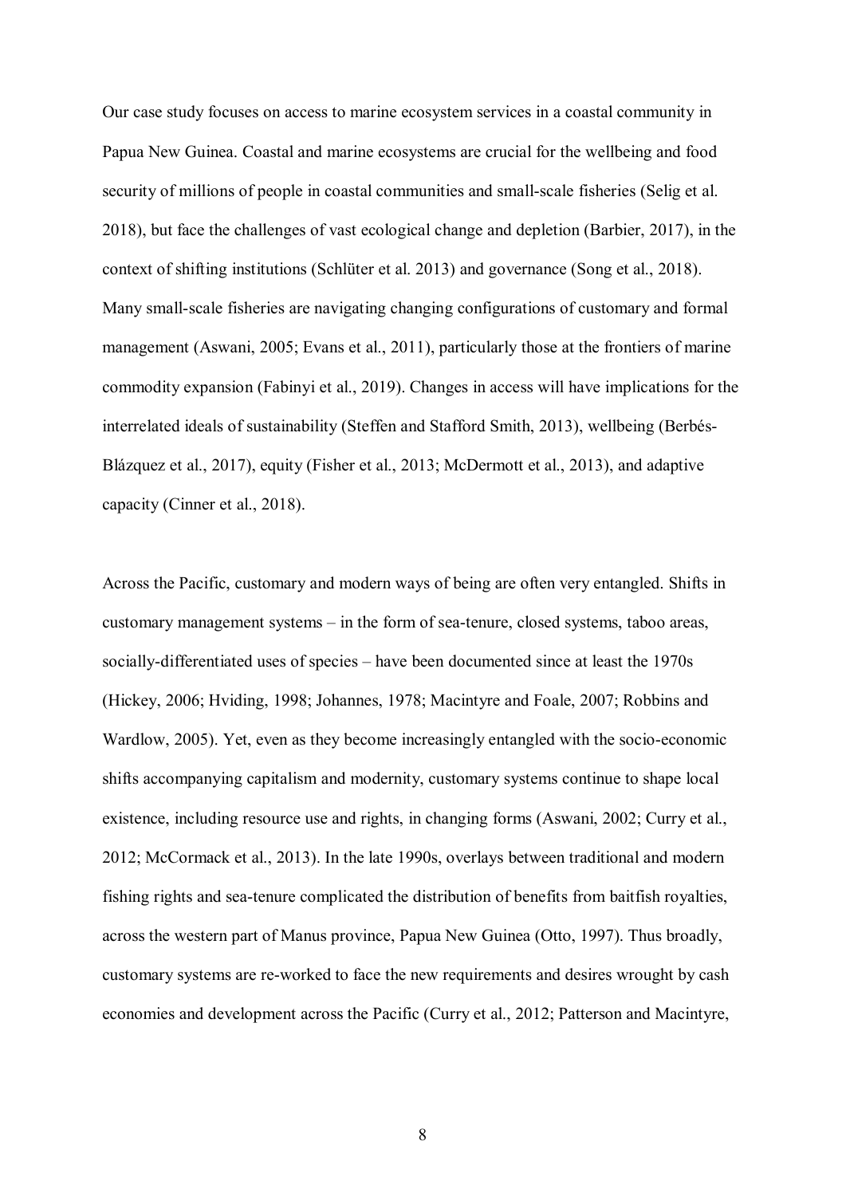Our case study focuses on access to marine ecosystem services in a coastal community in Papua New Guinea. Coastal and marine ecosystems are crucial for the wellbeing and food security of millions of people in coastal communities and small-scale fisheries (Selig et al. 2018), but face the challenges of vast ecological change and depletion (Barbier, 2017), in the context of shifting institutions (Schlüter et al. 2013) and governance (Song et al., 2018). Many small-scale fisheries are navigating changing configurations of customary and formal management (Aswani, 2005; Evans et al., 2011), particularly those at the frontiers of marine commodity expansion (Fabinyi et al., 2019). Changes in access will have implications for the interrelated ideals of sustainability (Steffen and Stafford Smith, 2013), wellbeing (Berbés-Blázquez et al., 2017), equity (Fisher et al., 2013; McDermott et al., 2013), and adaptive capacity (Cinner et al., 2018).

Across the Pacific, customary and modern ways of being are often very entangled. Shifts in customary management systems – in the form of sea-tenure, closed systems, taboo areas, socially-differentiated uses of species – have been documented since at least the 1970s (Hickey, 2006; Hviding, 1998; Johannes, 1978; Macintyre and Foale, 2007; Robbins and Wardlow, 2005). Yet, even as they become increasingly entangled with the socio-economic shifts accompanying capitalism and modernity, customary systems continue to shape local existence, including resource use and rights, in changing forms (Aswani, 2002; Curry et al., 2012; McCormack et al., 2013). In the late 1990s, overlays between traditional and modern fishing rights and sea-tenure complicated the distribution of benefits from baitfish royalties, across the western part of Manus province, Papua New Guinea (Otto, 1997). Thus broadly, customary systems are re-worked to face the new requirements and desires wrought by cash economies and development across the Pacific (Curry et al., 2012; Patterson and Macintyre,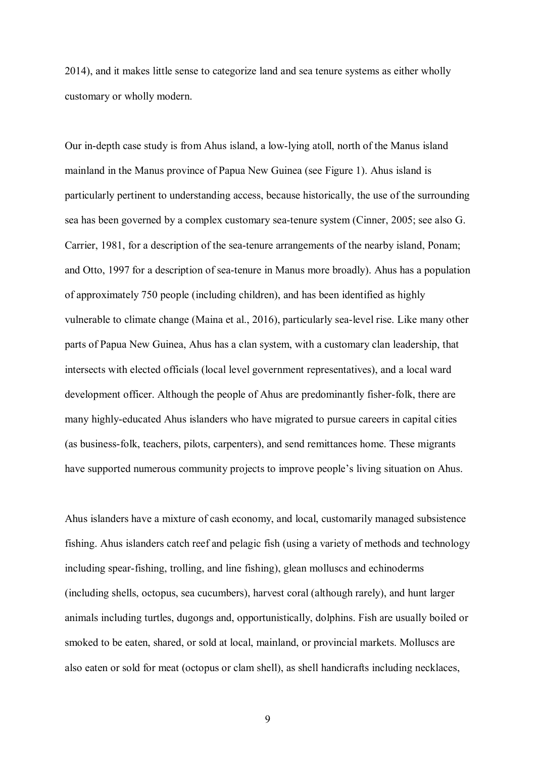2014), and it makes little sense to categorize land and sea tenure systems as either wholly customary or wholly modern.

Our in-depth case study is from Ahus island, a low-lying atoll, north of the Manus island mainland in the Manus province of Papua New Guinea (see Figure 1). Ahus island is particularly pertinent to understanding access, because historically, the use of the surrounding sea has been governed by a complex customary sea-tenure system (Cinner, 2005; see also G. Carrier, 1981, for a description of the sea-tenure arrangements of the nearby island, Ponam; and Otto, 1997 for a description of sea-tenure in Manus more broadly). Ahus has a population of approximately 750 people (including children), and has been identified as highly vulnerable to climate change (Maina et al., 2016), particularly sea-level rise. Like many other parts of Papua New Guinea, Ahus has a clan system, with a customary clan leadership, that intersects with elected officials (local level government representatives), and a local ward development officer. Although the people of Ahus are predominantly fisher-folk, there are many highly-educated Ahus islanders who have migrated to pursue careers in capital cities (as business-folk, teachers, pilots, carpenters), and send remittances home. These migrants have supported numerous community projects to improve people's living situation on Ahus.

Ahus islanders have a mixture of cash economy, and local, customarily managed subsistence fishing. Ahus islanders catch reef and pelagic fish (using a variety of methods and technology including spear-fishing, trolling, and line fishing), glean molluscs and echinoderms (including shells, octopus, sea cucumbers), harvest coral (although rarely), and hunt larger animals including turtles, dugongs and, opportunistically, dolphins. Fish are usually boiled or smoked to be eaten, shared, or sold at local, mainland, or provincial markets. Molluscs are also eaten or sold for meat (octopus or clam shell), as shell handicrafts including necklaces,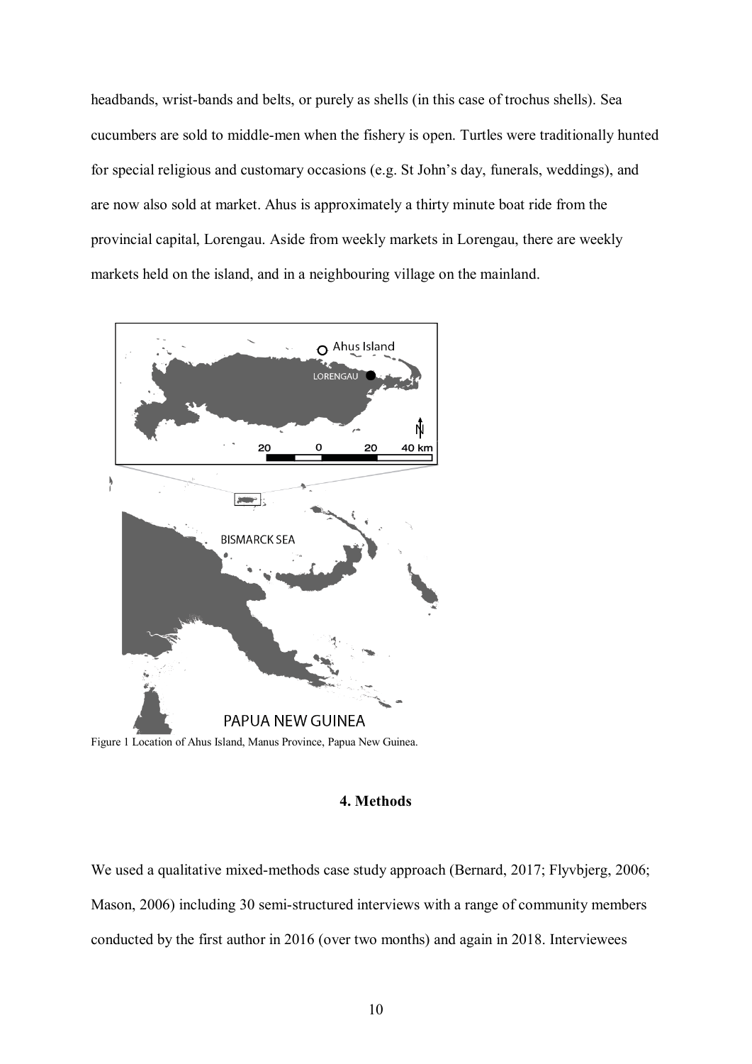headbands, wrist-bands and belts, or purely as shells (in this case of trochus shells). Sea cucumbers are sold to middle-men when the fishery is open. Turtles were traditionally hunted for special religious and customary occasions (e.g. St John's day, funerals, weddings), and are now also sold at market. Ahus is approximately a thirty minute boat ride from the provincial capital, Lorengau. Aside from weekly markets in Lorengau, there are weekly markets held on the island, and in a neighbouring village on the mainland.

Figure 1 Location of Ahus Island, Manus Province, Papua New Guinea.

## 4. Methods

We used a qualitative mixed-methods case study approach (Bernard, 2017; Flyvbjerg, 2006; Mason, 2006) including 30 semi-structured interviews with a range of community members conducted by the first author in 2016 (over two months) and again in 2018. Interviewees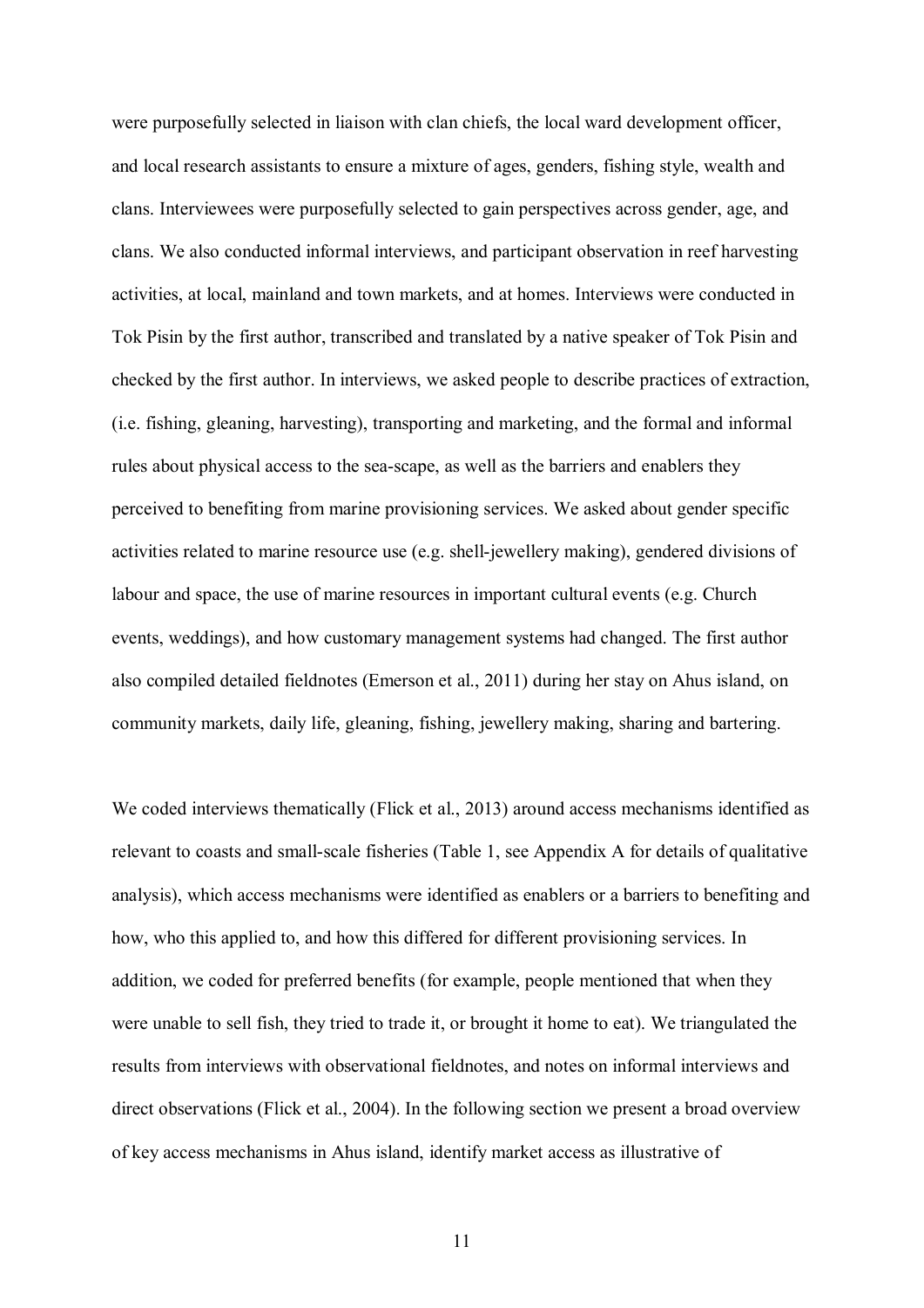were purposefully selected in liaison with clan chiefs, the local ward development officer, and local research assistants to ensure a mixture of ages, genders, fishing style, wealth and clans. Interviewees were purposefully selected to gain perspectives across gender, age, and clans. We also conducted informal interviews, and participant observation in reef harvesting activities, at local, mainland and town markets, and at homes. Interviews were conducted in Tok Pisin by the first author, transcribed and translated by a native speaker of Tok Pisin and checked by the first author. In interviews, we asked people to describe practices of extraction, (i.e. fishing, gleaning, harvesting), transporting and marketing, and the formal and informal rules about physical access to the sea-scape, as well as the barriers and enablers they perceived to benefiting from marine provisioning services. We asked about gender specific activities related to marine resource use (e.g. shell-jewellery making), gendered divisions of labour and space, the use of marine resources in important cultural events (e.g. Church events, weddings), and how customary management systems had changed. The first author also compiled detailed fieldnotes (Emerson et al., 2011) during her stay on Ahus island, on community markets, daily life, gleaning, fishing, jewellery making, sharing and bartering.

We coded interviews thematically (Flick et al., 2013) around access mechanisms identified as relevant to coasts and small-scale fisheries (Table 1, see Appendix A for details of qualitative analysis), which access mechanisms were identified as enablers or a barriers to benefiting and how, who this applied to, and how this differed for different provisioning services. In addition, we coded for preferred benefits (for example, people mentioned that when they were unable to sell fish, they tried to trade it, or brought it home to eat). We triangulated the results from interviews with observational fieldnotes, and notes on informal interviews and direct observations (Flick et al., 2004). In the following section we present a broad overview of key access mechanisms in Ahus island, identify market access as illustrative of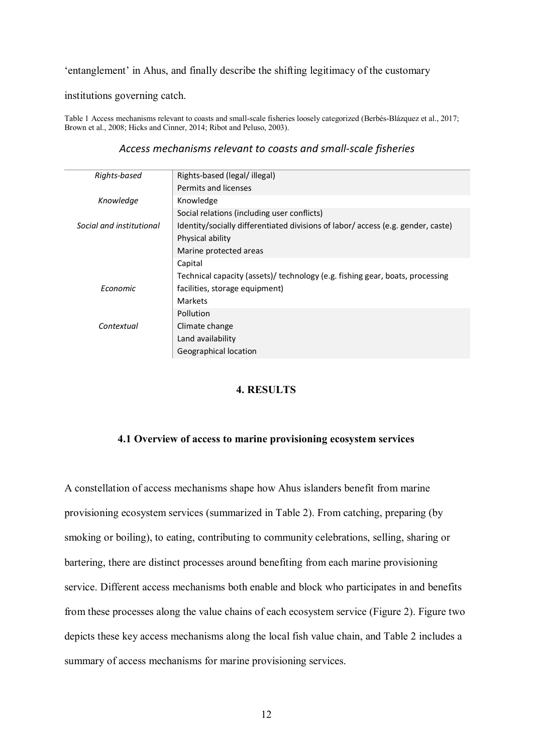‘entanglement’ in Ahus, and finally describe the shifting legitimacy of the customary institutions governing catch.

Table 1 Access mechanisms relevant to coasts and small-scale fisheries loosely categorized (Berbés-Blázquez et al., 2017; Brown et al., 2008; Hicks and Cinner, 2014; Ribot and Peluso, 2003).

*Access mechanisms relevant to coasts and small-scale fisheries*

| | |
|---|---|
| *Rights-based* | Rights-based (legal/ illegal) |
| | Permits and licenses |
| *Knowledge* | Knowledge |
| *Social and institutional* | Social relations (including user conflicts) |
| | Identity/socially differentiated divisions of labor/ access (e.g. gender, caste) |
| | Physical ability |
| | Marine protected areas |
| *Economic* | Capital |
| | Technical capacity (assets)/ technology (e.g. fishing gear, boats, processing facilities, storage equipment) |
| | Markets |
| *Contextual* | Pollution |
| | Climate change |
| | Land availability |
| | Geographical location |

## 4. RESULTS

### 4.1 Overview of access to marine provisioning ecosystem services

A constellation of access mechanisms shape how Ahus islanders benefit from marine provisioning ecosystem services (summarized in Table 2). From catching, preparing (by smoking or boiling), to eating, contributing to community celebrations, selling, sharing or bartering, there are distinct processes around benefiting from each marine provisioning service. Different access mechanisms both enable and block who participates in and benefits from these processes along the value chains of each ecosystem service (Figure 2). Figure two depicts these key access mechanisms along the local fish value chain, and Table 2 includes a summary of access mechanisms for marine provisioning services.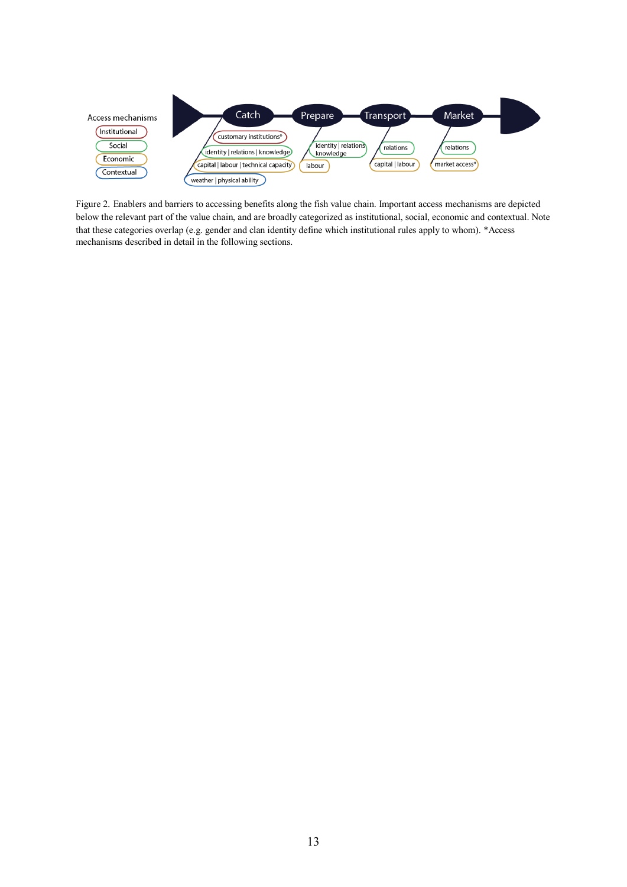Figure 2. Enablers and barriers to accessing benefits along the fish value chain. Important access mechanisms are depicted below the relevant part of the value chain, and are broadly categorized as institutional, social, economic and contextual. Note that these categories overlap (e.g. gender and clan identity define which institutional rules apply to whom). *Access mechanisms described in detail in the following sections.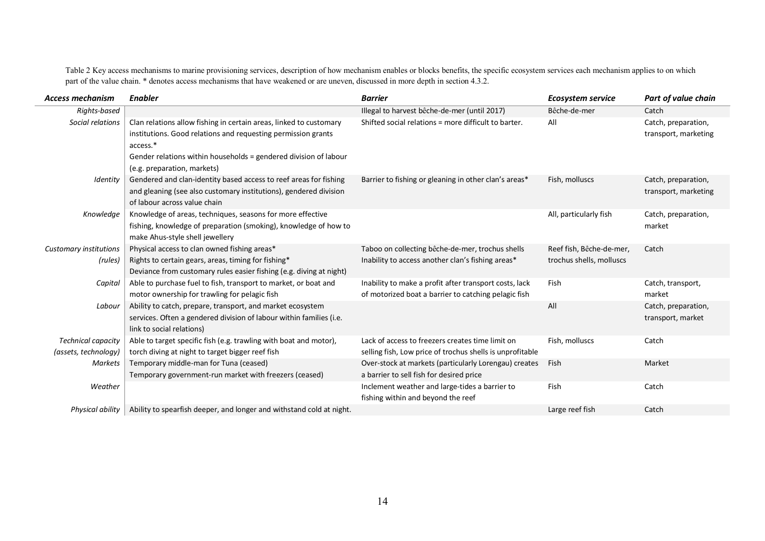Table 2 Key access mechanisms to marine provisioning services, description of how mechanism enables or blocks benefits, the specific ecosystem services each mechanism applies to on which part of the value chain. * denotes access mechanisms that have weakened or are uneven, discussed in more depth in section 4.3.2.

| *Access mechanism* | *Enabler* | *Barrier* | *Ecosystem service* | *Part of value chain* |
|---|---|---|---|---|
| *Rights-based* | | Illegal to harvest bêche-de-mer (until 2017) | Bêche-de-mer | Catch |
| *Social relations* | Clan relations allow fishing in certain areas, linked to customary institutions. Good relations and requesting permission grants access.* Gender relations within households = gendered division of labour (e.g. preparation, markets) | Shifted social relations = more difficult to barter. | All | Catch, preparation, transport, marketing |
| *Identity* | Gendered and clan-identity based access to reef areas for fishing and gleaning (see also customary institutions), gendered division of labour across value chain | Barrier to fishing or gleaning in other clan's areas* | Fish, molluscs | Catch, preparation, transport, marketing |
| *Knowledge* | Knowledge of areas, techniques, seasons for more effective fishing, knowledge of preparation (smoking), knowledge of how to make Ahus-style shell jewellery | | All, particularly fish | Catch, preparation, market |
| *Customary institutions (rules)* | Physical access to clan owned fishing areas* Rights to certain gears, areas, timing for fishing* Deviance from customary rules easier fishing (e.g. diving at night) | Taboo on collecting bêche-de-mer, trochus shells Inability to access another clan's fishing areas* | Reef fish, Bêche-de-mer, trochus shells, molluscs | Catch |
| *Capital* | Able to purchase fuel to fish, transport to market, or boat and motor ownership for trawling for pelagic fish | Inability to make a profit after transport costs, lack of motorized boat a barrier to catching pelagic fish | Fish | Catch, transport, market |
| *Labour* | Ability to catch, prepare, transport, and market ecosystem services. Often a gendered division of labour within families (i.e. link to social relations) | | All | Catch, preparation, transport, market |
| *Technical capacity (assets, technology)* | Able to target specific fish (e.g. trawling with boat and motor), torch diving at night to target bigger reef fish | Lack of access to freezers creates time limit on selling fish, Low price of trochus shells is unprofitable | Fish, molluscs | Catch |
| *Markets* | Temporary middle-man for Tuna (ceased) Temporary government-run market with freezers (ceased) | Over-stock at markets (particularly Lorengau) creates a barrier to sell fish for desired price | Fish | Market |
| *Weather* | | Inclement weather and large-tides a barrier to fishing within and beyond the reef | Fish | Catch |
| *Physical ability* | Ability to spearfish deeper, and longer and withstand cold at night. | | Large reef fish | Catch |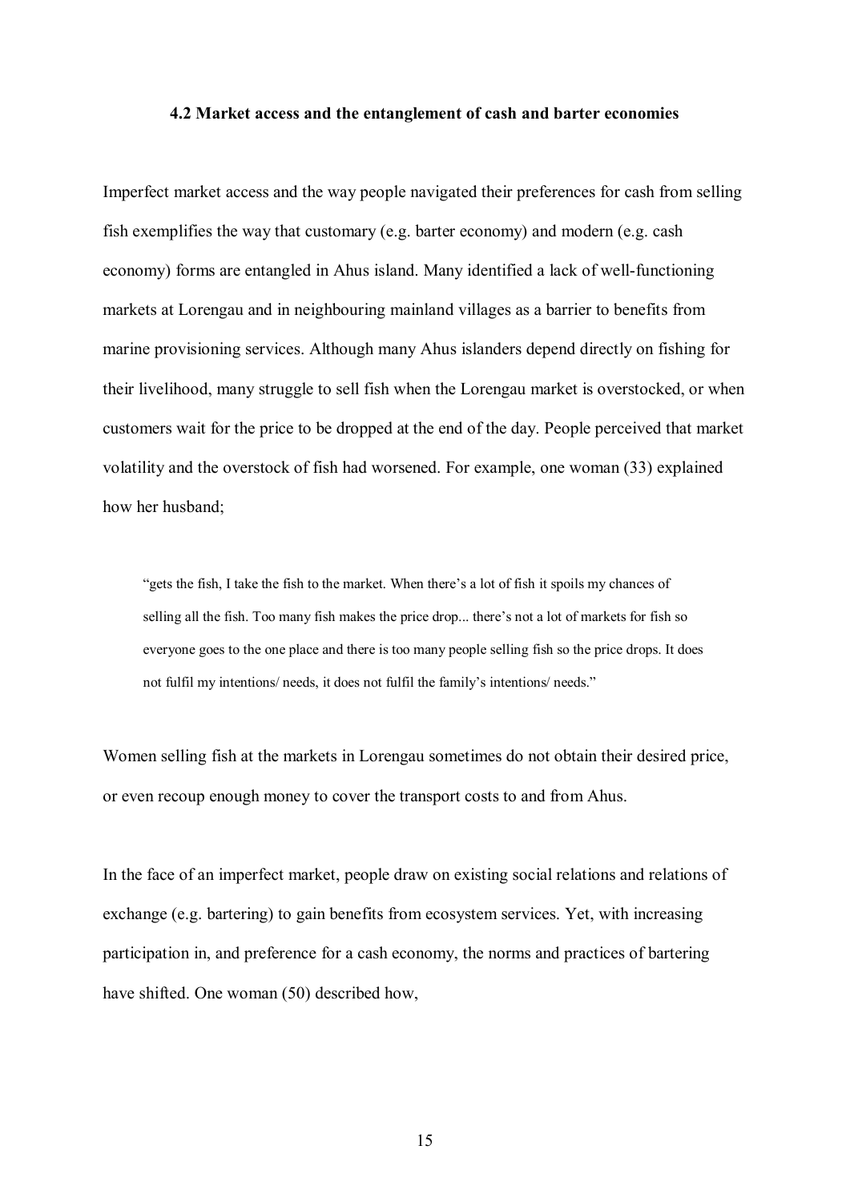### 4.2 Market access and the entanglement of cash and barter economies

Imperfect market access and the way people navigated their preferences for cash from selling fish exemplifies the way that customary (e.g. barter economy) and modern (e.g. cash economy) forms are entangled in Ahus island. Many identified a lack of well-functioning markets at Lorengau and in neighbouring mainland villages as a barrier to benefits from marine provisioning services. Although many Ahus islanders depend directly on fishing for their livelihood, many struggle to sell fish when the Lorengau market is overstocked, or when customers wait for the price to be dropped at the end of the day. People perceived that market volatility and the overstock of fish had worsened. For example, one woman (33) explained how her husband;

> "gets the fish, I take the fish to the market. When there's a lot of fish it spoils my chances of selling all the fish. Too many fish makes the price drop... there's not a lot of markets for fish so everyone goes to the one place and there is too many people selling fish so the price drops. It does not fulfil my intentions/ needs, it does not fulfil the family's intentions/ needs."

Women selling fish at the markets in Lorengau sometimes do not obtain their desired price, or even recoup enough money to cover the transport costs to and from Ahus.

In the face of an imperfect market, people draw on existing social relations and relations of exchange (e.g. bartering) to gain benefits from ecosystem services. Yet, with increasing participation in, and preference for a cash economy, the norms and practices of bartering have shifted. One woman (50) described how,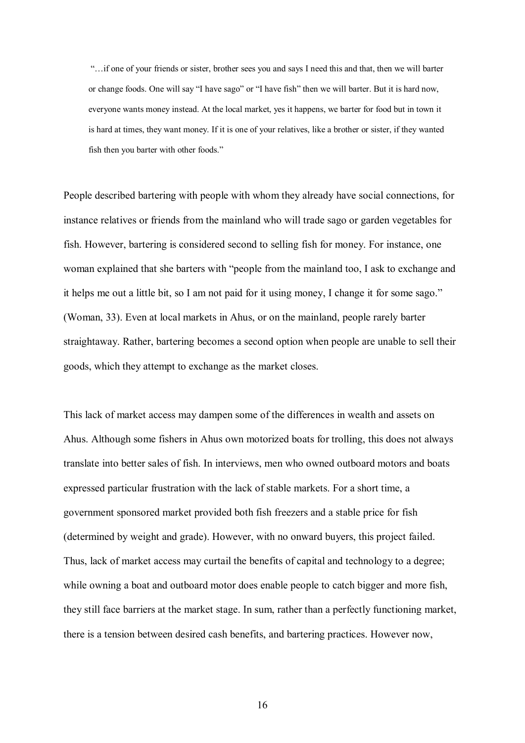> "…if one of your friends or sister, brother sees you and says I need this and that, then we will barter or change foods. One will say "I have sago" or "I have fish" then we will barter. But it is hard now, everyone wants money instead. At the local market, yes it happens, we barter for food but in town it is hard at times, they want money. If it is one of your relatives, like a brother or sister, if they wanted fish then you barter with other foods."

People described bartering with people with whom they already have social connections, for instance relatives or friends from the mainland who will trade sago or garden vegetables for fish. However, bartering is considered second to selling fish for money. For instance, one woman explained that she barters with "people from the mainland too, I ask to exchange and it helps me out a little bit, so I am not paid for it using money, I change it for some sago." (Woman, 33). Even at local markets in Ahus, or on the mainland, people rarely barter straightaway. Rather, bartering becomes a second option when people are unable to sell their goods, which they attempt to exchange as the market closes.

This lack of market access may dampen some of the differences in wealth and assets on Ahus. Although some fishers in Ahus own motorized boats for trolling, this does not always translate into better sales of fish. In interviews, men who owned outboard motors and boats expressed particular frustration with the lack of stable markets. For a short time, a government sponsored market provided both fish freezers and a stable price for fish (determined by weight and grade). However, with no onward buyers, this project failed. Thus, lack of market access may curtail the benefits of capital and technology to a degree; while owning a boat and outboard motor does enable people to catch bigger and more fish, they still face barriers at the market stage. In sum, rather than a perfectly functioning market, there is a tension between desired cash benefits, and bartering practices. However now,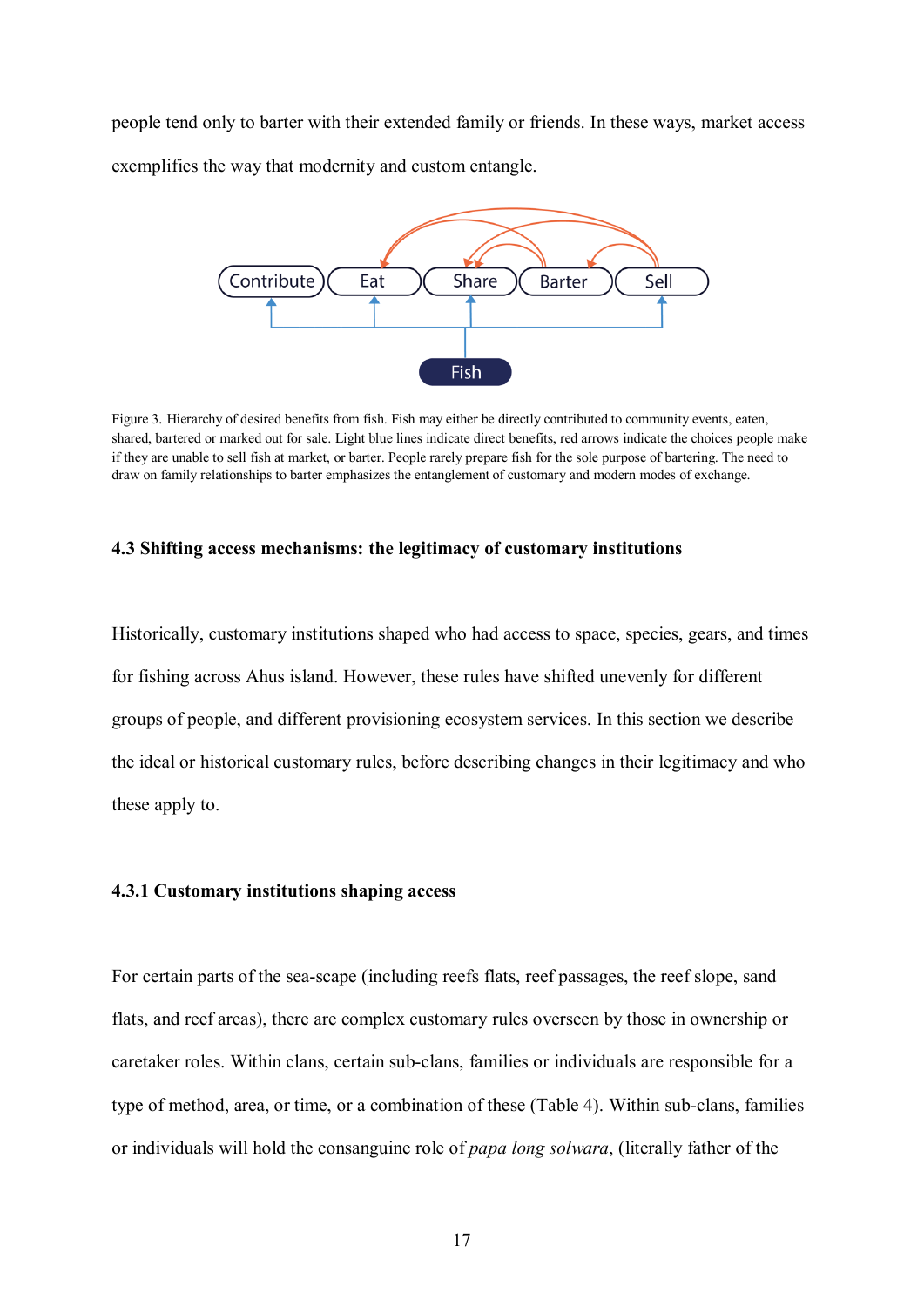people tend only to barter with their extended family or friends. In these ways, market access exemplifies the way that modernity and custom entangle.

Figure 3. Hierarchy of desired benefits from fish. Fish may either be directly contributed to community events, eaten, shared, bartered or marked out for sale. Light blue lines indicate direct benefits, red arrows indicate the choices people make if they are unable to sell fish at market, or barter. People rarely prepare fish for the sole purpose of bartering. The need to draw on family relationships to barter emphasizes the entanglement of customary and modern modes of exchange.

### 4.3 Shifting access mechanisms: the legitimacy of customary institutions

Historically, customary institutions shaped who had access to space, species, gears, and times for fishing across Ahus island. However, these rules have shifted unevenly for different groups of people, and different provisioning ecosystem services. In this section we describe the ideal or historical customary rules, before describing changes in their legitimacy and who these apply to.

#### 4.3.1 Customary institutions shaping access

For certain parts of the sea-scape (including reefs flats, reef passages, the reef slope, sand flats, and reef areas), there are complex customary rules overseen by those in ownership or caretaker roles. Within clans, certain sub-clans, families or individuals are responsible for a type of method, area, or time, or a combination of these (Table 4). Within sub-clans, families or individuals will hold the consanguine role of *papa long solwara*, (literally father of the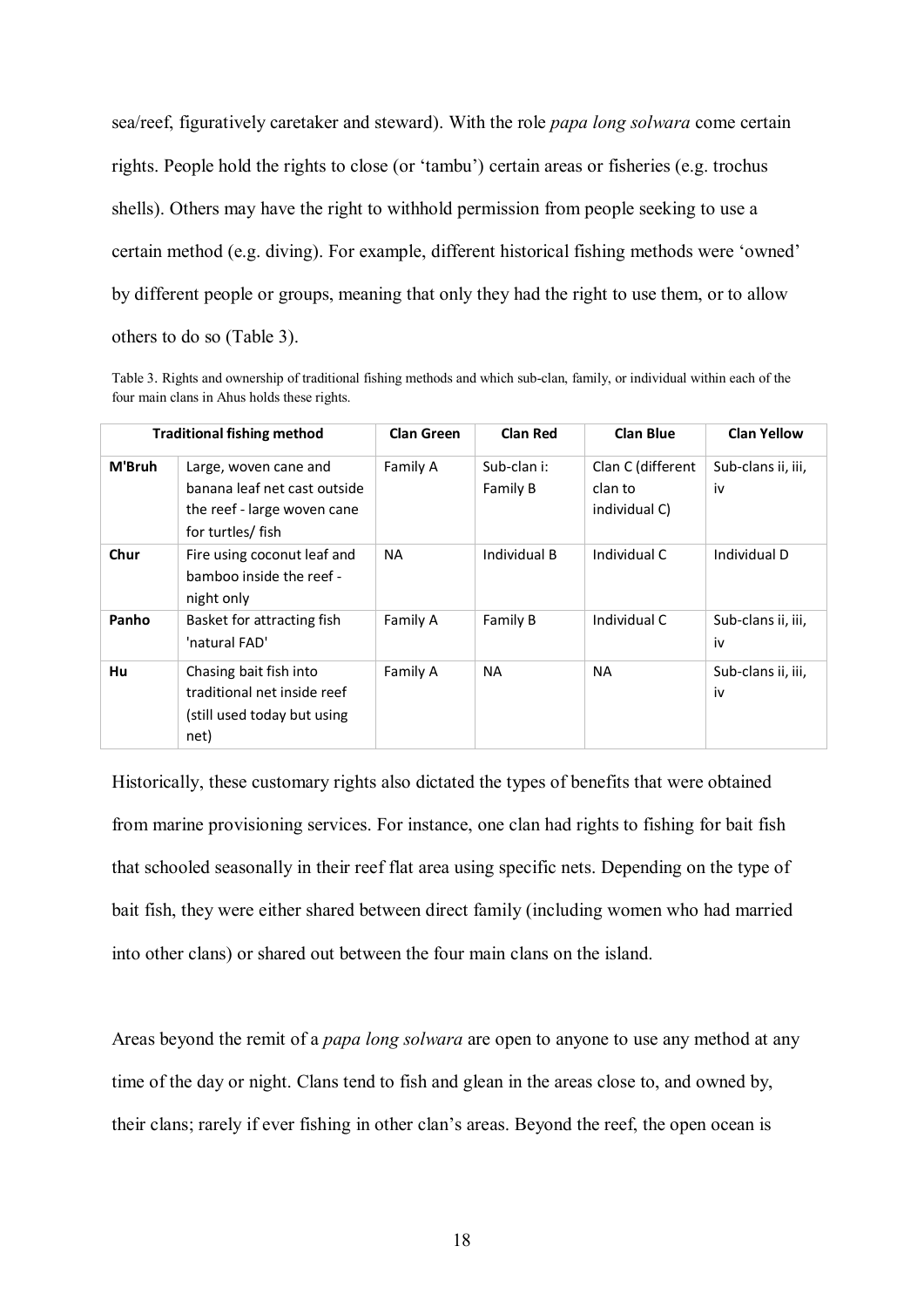sea/reef, figuratively caretaker and steward). With the role *papa long solwara* come certain rights. People hold the rights to close (or 'tambu') certain areas or fisheries (e.g. trochus shells). Others may have the right to withhold permission from people seeking to use a certain method (e.g. diving). For example, different historical fishing methods were 'owned' by different people or groups, meaning that only they had the right to use them, or to allow others to do so (Table 3).

Table 3. Rights and ownership of traditional fishing methods and which sub-clan, family, or individual within each of the four main clans in Ahus holds these rights.

| Traditional fishing method | | Clan Green | Clan Red | Clan Blue | Clan Yellow |
|---|---|---|---|---|---|
| **M'Bruh** | Large, woven cane and banana leaf net cast outside the reef - large woven cane for turtles/ fish | Family A | Sub-clan i: Family B | Clan C (different clan to individual C) | Sub-clans ii, iii, iv |
| **Chur** | Fire using coconut leaf and bamboo inside the reef - night only | NA | Individual B | Individual C | Individual D |
| **Panho** | Basket for attracting fish 'natural FAD' | Family A | Family B | Individual C | Sub-clans ii, iii, iv |
| **Hu** | Chasing bait fish into traditional net inside reef (still used today but using net) | Family A | NA | NA | Sub-clans ii, iii, iv |

Historically, these customary rights also dictated the types of benefits that were obtained from marine provisioning services. For instance, one clan had rights to fishing for bait fish that schooled seasonally in their reef flat area using specific nets. Depending on the type of bait fish, they were either shared between direct family (including women who had married into other clans) or shared out between the four main clans on the island.

Areas beyond the remit of a *papa long solwara* are open to anyone to use any method at any time of the day or night. Clans tend to fish and glean in the areas close to, and owned by, their clans; rarely if ever fishing in other clan's areas. Beyond the reef, the open ocean is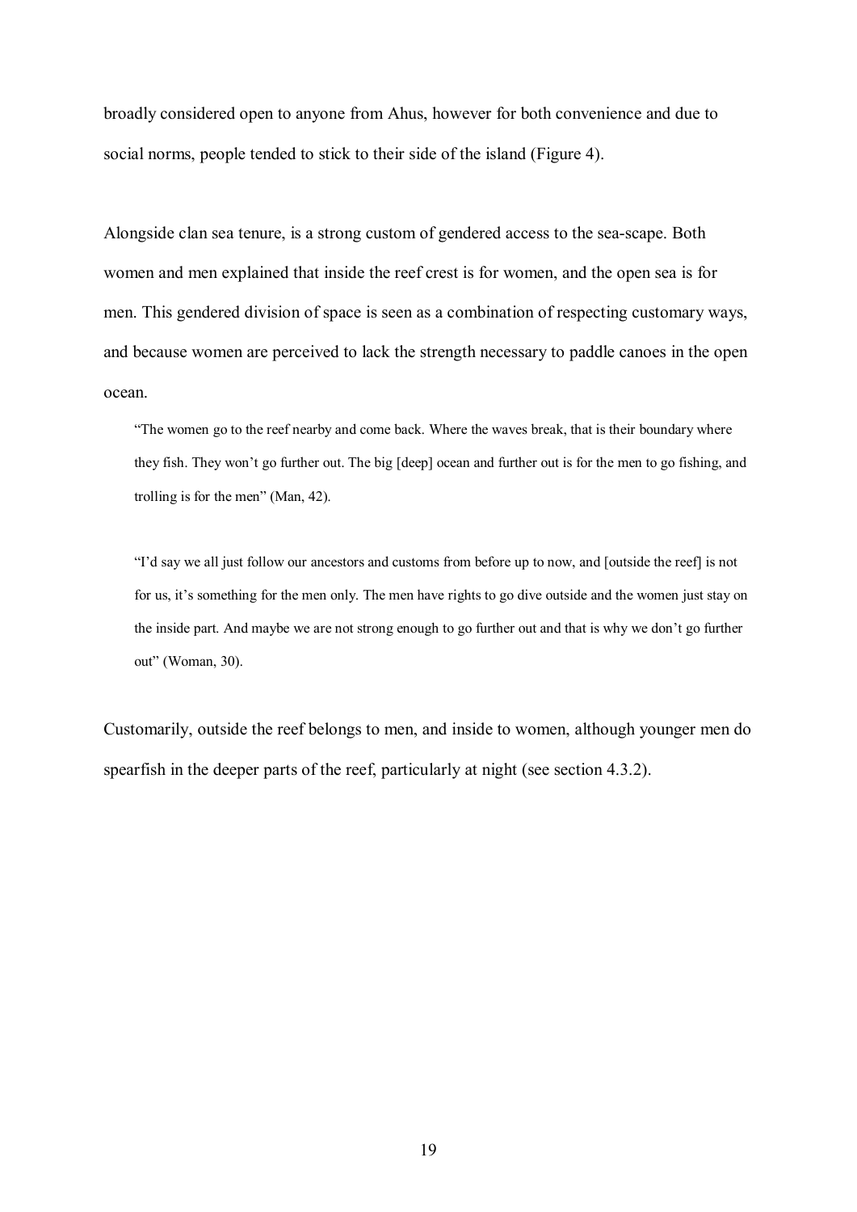broadly considered open to anyone from Ahus, however for both convenience and due to social norms, people tended to stick to their side of the island (Figure 4).

Alongside clan sea tenure, is a strong custom of gendered access to the sea-scape. Both women and men explained that inside the reef crest is for women, and the open sea is for men. This gendered division of space is seen as a combination of respecting customary ways, and because women are perceived to lack the strength necessary to paddle canoes in the open ocean.

> "The women go to the reef nearby and come back. Where the waves break, that is their boundary where they fish. They won't go further out. The big [deep] ocean and further out is for the men to go fishing, and trolling is for the men" (Man, 42).

> "I'd say we all just follow our ancestors and customs from before up to now, and [outside the reef] is not for us, it's something for the men only. The men have rights to go dive outside and the women just stay on the inside part. And maybe we are not strong enough to go further out and that is why we don't go further out" (Woman, 30).

Customarily, outside the reef belongs to men, and inside to women, although younger men do spearfish in the deeper parts of the reef, particularly at night (see section 4.3.2).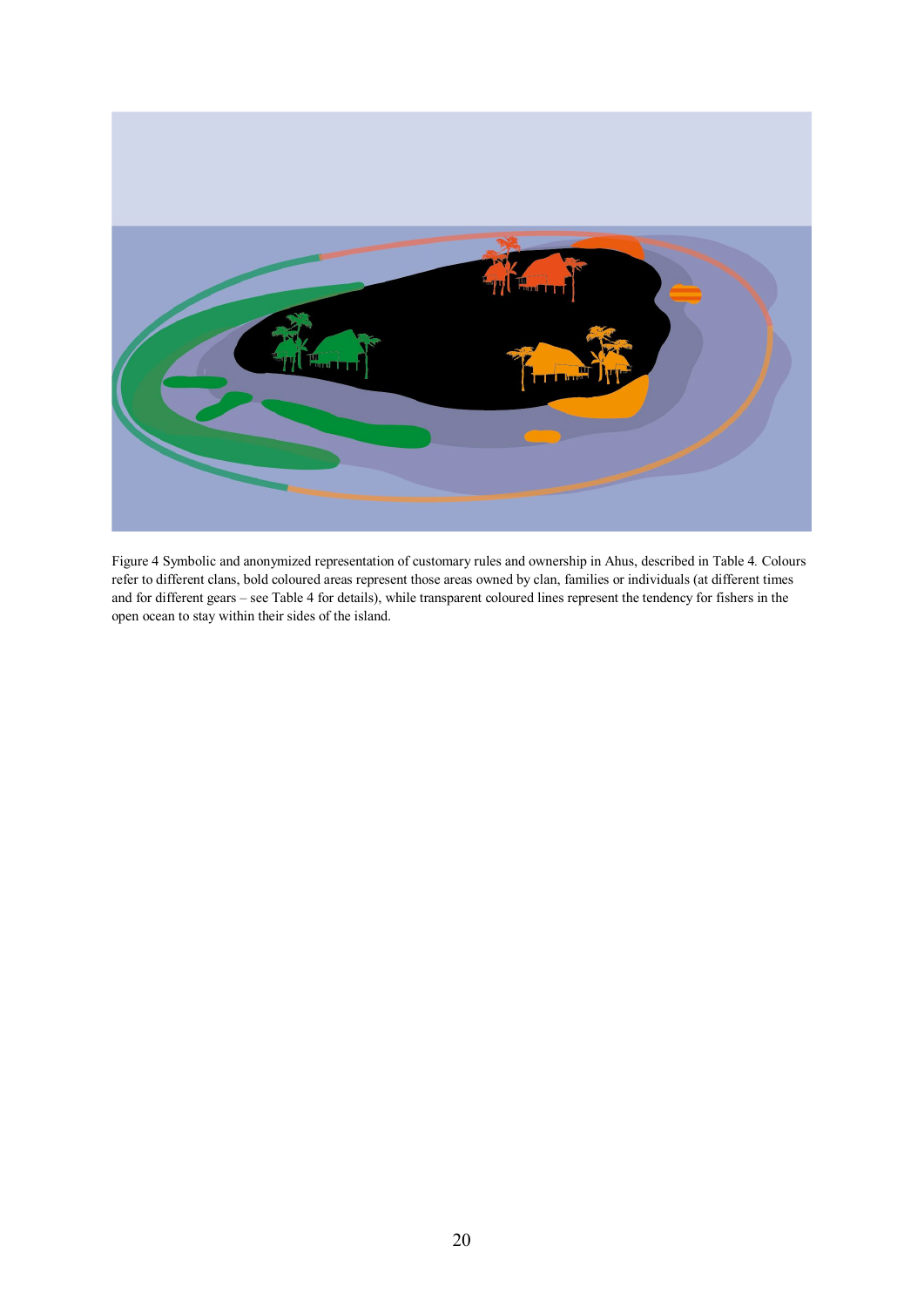Figure 4 Symbolic and anonymized representation of customary rules and ownership in Ahus, described in Table 4. Colours refer to different clans, bold coloured areas represent those areas owned by clan, families or individuals (at different times and for different gears – see Table 4 for details), while transparent coloured lines represent the tendency for fishers in the open ocean to stay within their sides of the island.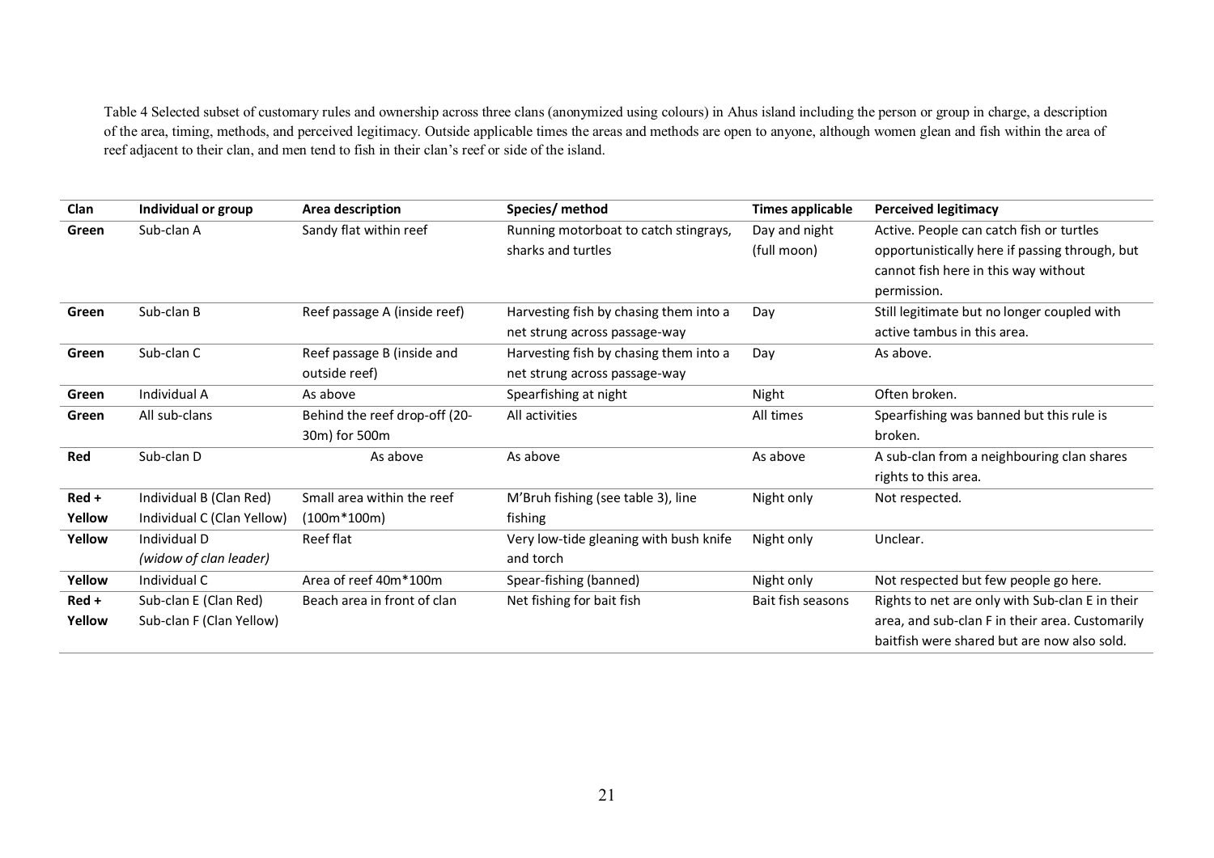Table 4 Selected subset of customary rules and ownership across three clans (anonymized using colours) in Ahus island including the person or group in charge, a description of the area, timing, methods, and perceived legitimacy. Outside applicable times the areas and methods are open to anyone, although women glean and fish within the area of reef adjacent to their clan, and men tend to fish in their clan's reef or side of the island.

| Clan | Individual or group | Area description | Species/ method | Times applicable | Perceived legitimacy |
|---|---|---|---|---|---|
| **Green** | Sub-clan A | Sandy flat within reef | Running motorboat to catch stingrays, sharks and turtles | Day and night (full moon) | Active. People can catch fish or turtles opportunistically here if passing through, but cannot fish here in this way without permission. |
| **Green** | Sub-clan B | Reef passage A (inside reef) | Harvesting fish by chasing them into a net strung across passage-way | Day | Still legitimate but no longer coupled with active tambus in this area. |
| **Green** | Sub-clan C | Reef passage B (inside and outside reef) | Harvesting fish by chasing them into a net strung across passage-way | Day | As above. |
| **Green** | Individual A | As above | Spearfishing at night | Night | Often broken. |
| **Green** | All sub-clans | Behind the reef drop-off (20-30m) for 500m | All activities | All times | Spearfishing was banned but this rule is broken. |
| **Red** | Sub-clan D | As above | As above | As above | A sub-clan from a neighbouring clan shares rights to this area. |
| **Red + Yellow** | Individual B (Clan Red) Individual C (Clan Yellow) | Small area within the reef (100m*100m) | M'Bruh fishing (see table 3), line fishing | Night only | Not respected. |
| **Yellow** | Individual D *(widow of clan leader)* | Reef flat | Very low-tide gleaning with bush knife and torch | Night only | Unclear. |
| **Yellow** | Individual C | Area of reef 40m*100m | Spear-fishing (banned) | Night only | Not respected but few people go here. |
| **Red + Yellow** | Sub-clan E (Clan Red) Sub-clan F (Clan Yellow) | Beach area in front of clan | Net fishing for bait fish | Bait fish seasons | Rights to net are only with Sub-clan E in their area, and sub-clan F in their area. Customarily baitfish were shared but are now also sold. |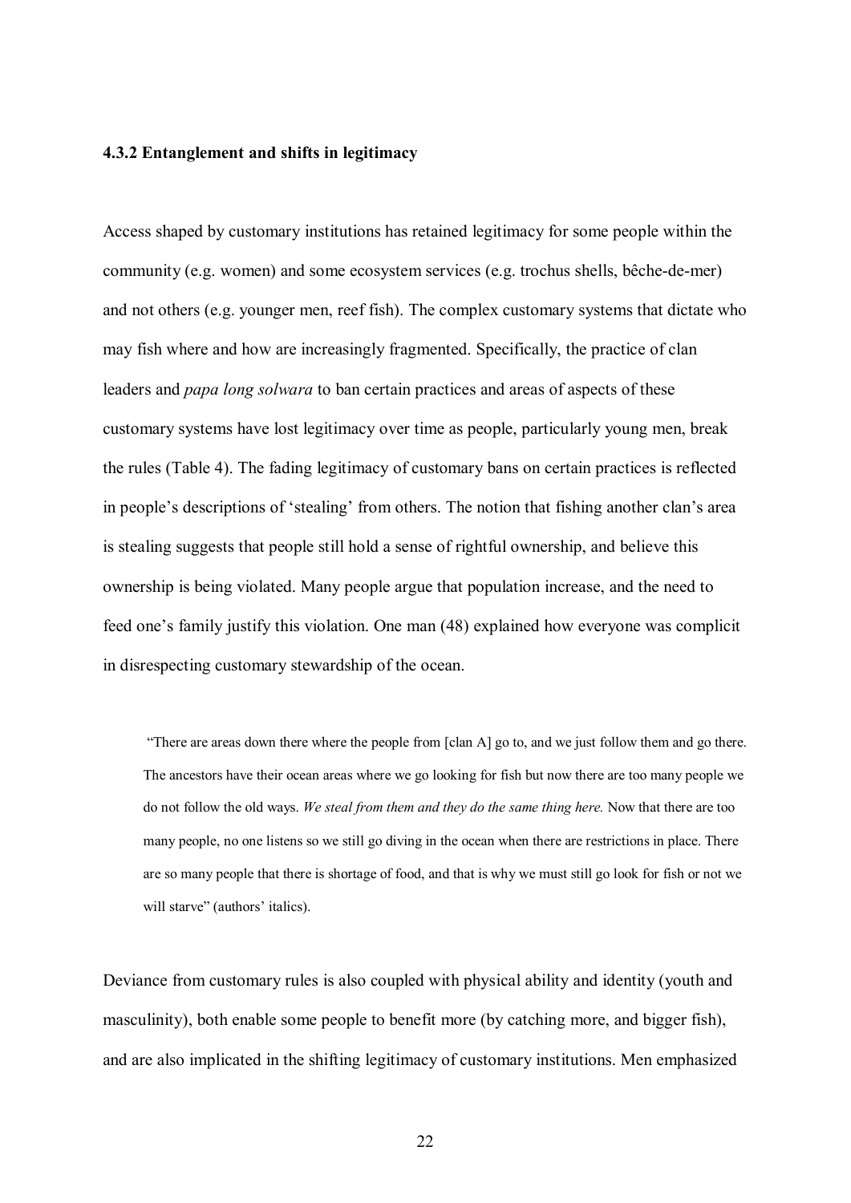### 4.3.2 Entanglement and shifts in legitimacy

Access shaped by customary institutions has retained legitimacy for some people within the community (e.g. women) and some ecosystem services (e.g. trochus shells, bêche-de-mer) and not others (e.g. younger men, reef fish). The complex customary systems that dictate who may fish where and how are increasingly fragmented. Specifically, the practice of clan leaders and *papa long solwara* to ban certain practices and areas of aspects of these customary systems have lost legitimacy over time as people, particularly young men, break the rules (Table 4). The fading legitimacy of customary bans on certain practices is reflected in people's descriptions of 'stealing' from others. The notion that fishing another clan's area is stealing suggests that people still hold a sense of rightful ownership, and believe this ownership is being violated. Many people argue that population increase, and the need to feed one's family justify this violation. One man (48) explained how everyone was complicit in disrespecting customary stewardship of the ocean.

> "There are areas down there where the people from [clan A] go to, and we just follow them and go there. The ancestors have their ocean areas where we go looking for fish but now there are too many people we do not follow the old ways. *We steal from them and they do the same thing here.* Now that there are too many people, no one listens so we still go diving in the ocean when there are restrictions in place. There are so many people that there is shortage of food, and that is why we must still go look for fish or not we will starve" (authors' italics).

Deviance from customary rules is also coupled with physical ability and identity (youth and masculinity), both enable some people to benefit more (by catching more, and bigger fish), and are also implicated in the shifting legitimacy of customary institutions. Men emphasized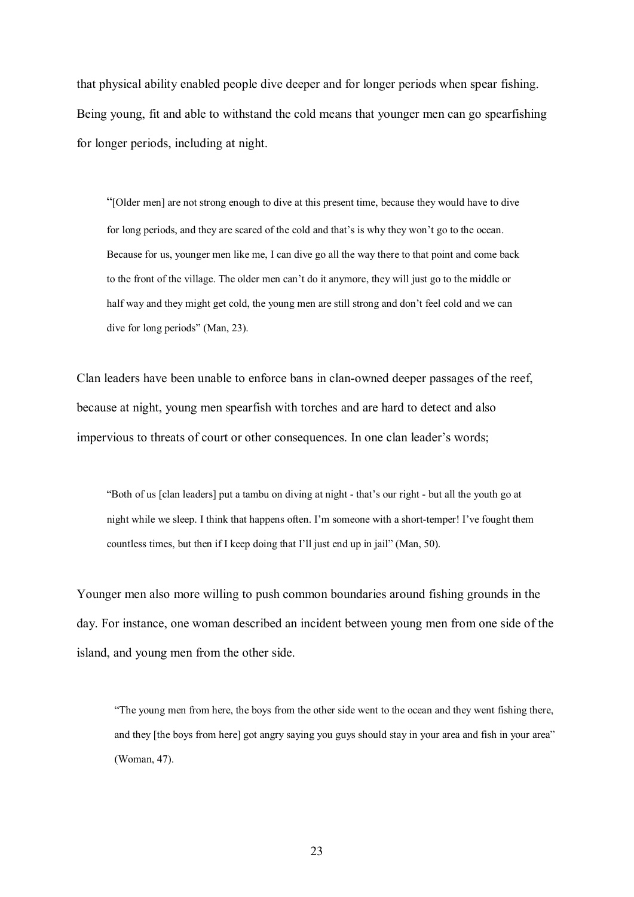that physical ability enabled people dive deeper and for longer periods when spear fishing. Being young, fit and able to withstand the cold means that younger men can go spearfishing for longer periods, including at night.

> "[Older men] are not strong enough to dive at this present time, because they would have to dive for long periods, and they are scared of the cold and that's is why they won't go to the ocean. Because for us, younger men like me, I can dive go all the way there to that point and come back to the front of the village. The older men can't do it anymore, they will just go to the middle or half way and they might get cold, the young men are still strong and don't feel cold and we can dive for long periods" (Man, 23).

Clan leaders have been unable to enforce bans in clan-owned deeper passages of the reef, because at night, young men spearfish with torches and are hard to detect and also impervious to threats of court or other consequences. In one clan leader's words;

> "Both of us [clan leaders] put a tambu on diving at night - that's our right - but all the youth go at night while we sleep. I think that happens often. I'm someone with a short-temper! I've fought them countless times, but then if I keep doing that I'll just end up in jail" (Man, 50).

Younger men also more willing to push common boundaries around fishing grounds in the day. For instance, one woman described an incident between young men from one side of the island, and young men from the other side.

> "The young men from here, the boys from the other side went to the ocean and they went fishing there, and they [the boys from here] got angry saying you guys should stay in your area and fish in your area" (Woman, 47).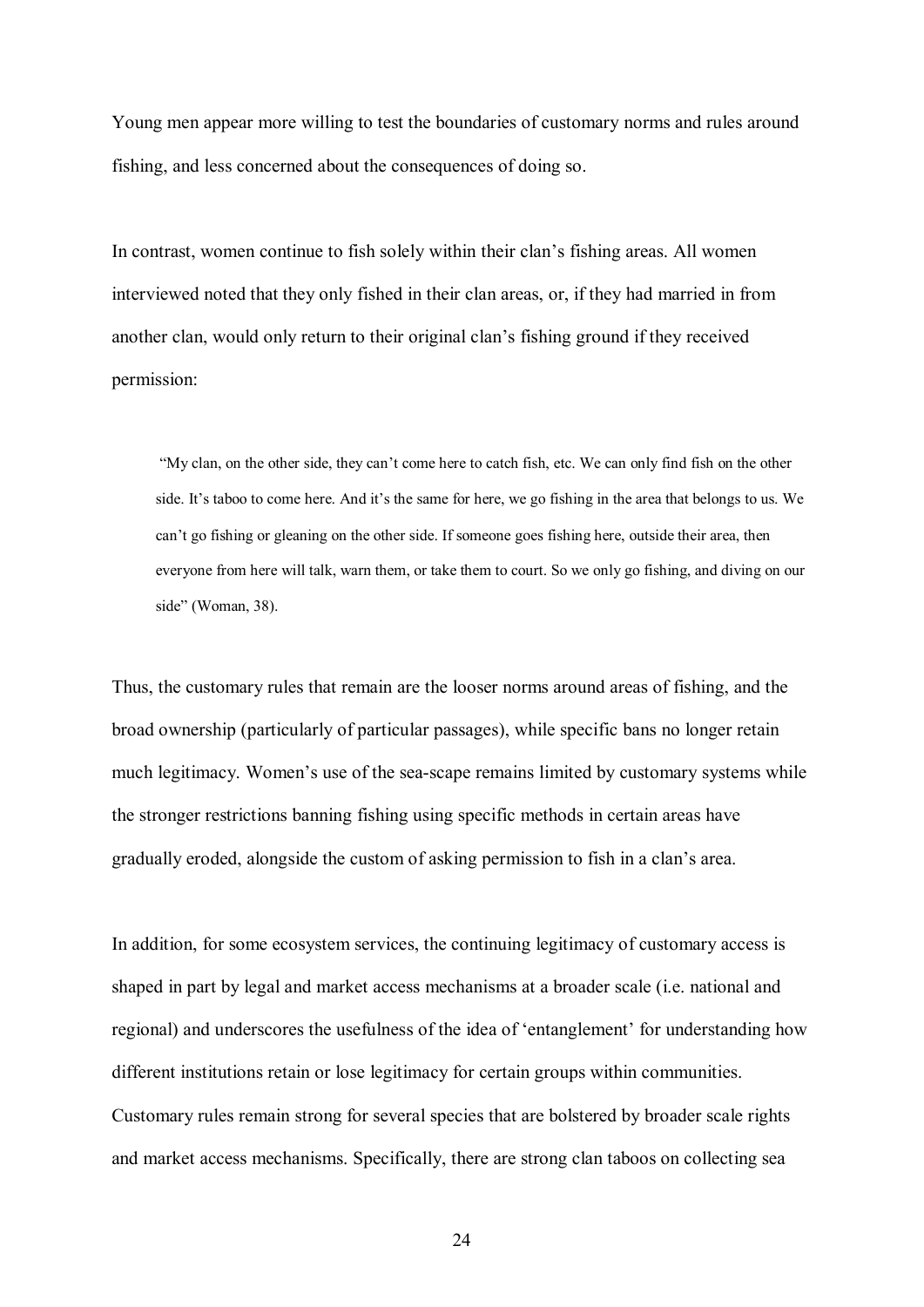Young men appear more willing to test the boundaries of customary norms and rules around fishing, and less concerned about the consequences of doing so.

In contrast, women continue to fish solely within their clan's fishing areas. All women interviewed noted that they only fished in their clan areas, or, if they had married in from another clan, would only return to their original clan's fishing ground if they received permission:

> "My clan, on the other side, they can't come here to catch fish, etc. We can only find fish on the other side. It's taboo to come here. And it's the same for here, we go fishing in the area that belongs to us. We can't go fishing or gleaning on the other side. If someone goes fishing here, outside their area, then everyone from here will talk, warn them, or take them to court. So we only go fishing, and diving on our side" (Woman, 38).

Thus, the customary rules that remain are the looser norms around areas of fishing, and the broad ownership (particularly of particular passages), while specific bans no longer retain much legitimacy. Women's use of the sea-scape remains limited by customary systems while the stronger restrictions banning fishing using specific methods in certain areas have gradually eroded, alongside the custom of asking permission to fish in a clan's area.

In addition, for some ecosystem services, the continuing legitimacy of customary access is shaped in part by legal and market access mechanisms at a broader scale (i.e. national and regional) and underscores the usefulness of the idea of 'entanglement' for understanding how different institutions retain or lose legitimacy for certain groups within communities. Customary rules remain strong for several species that are bolstered by broader scale rights and market access mechanisms. Specifically, there are strong clan taboos on collecting sea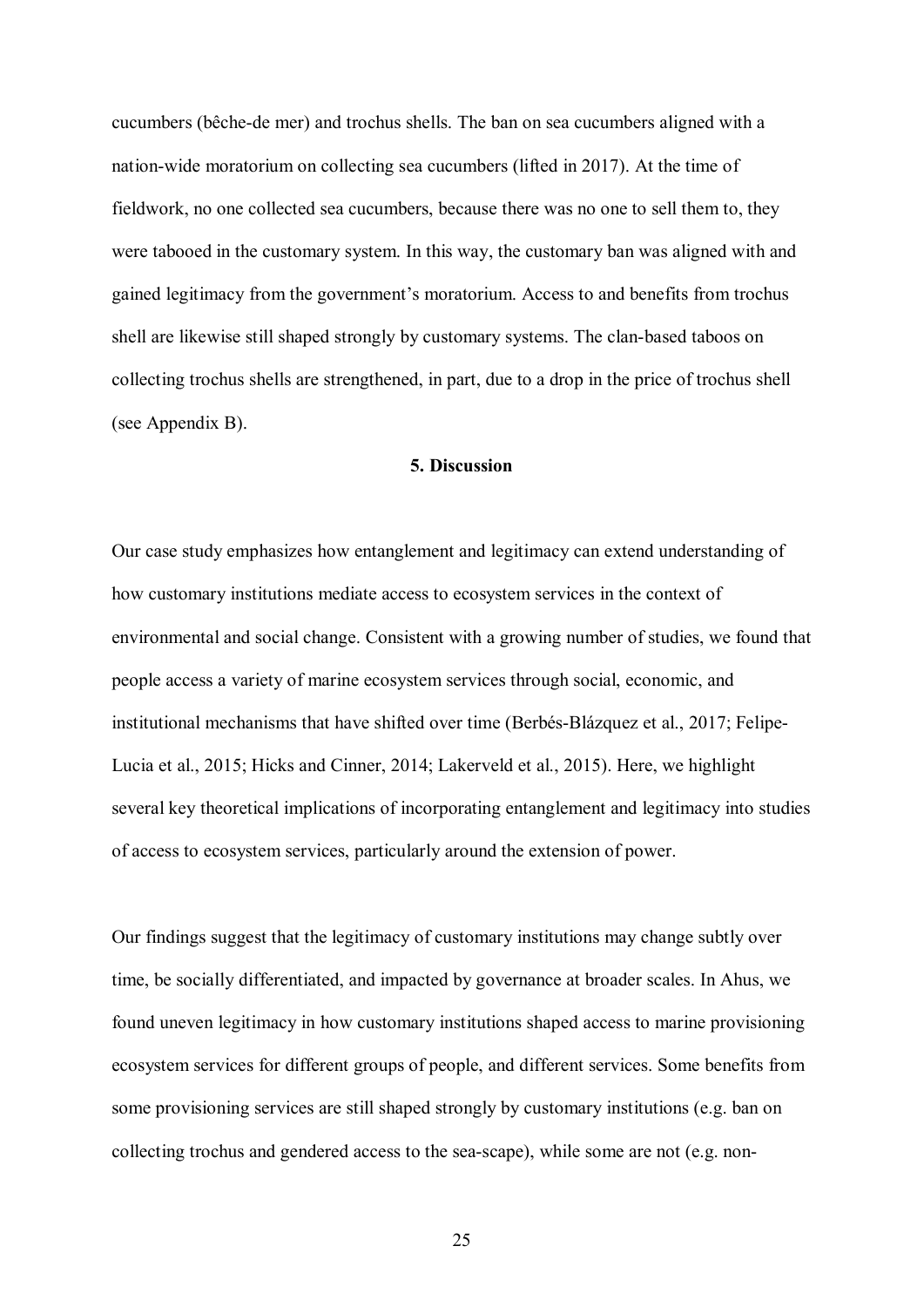cucumbers (bêche-de mer) and trochus shells. The ban on sea cucumbers aligned with a nation-wide moratorium on collecting sea cucumbers (lifted in 2017). At the time of fieldwork, no one collected sea cucumbers, because there was no one to sell them to, they were tabooed in the customary system. In this way, the customary ban was aligned with and gained legitimacy from the government's moratorium. Access to and benefits from trochus shell are likewise still shaped strongly by customary systems. The clan-based taboos on collecting trochus shells are strengthened, in part, due to a drop in the price of trochus shell (see Appendix B).

## 5. Discussion

Our case study emphasizes how entanglement and legitimacy can extend understanding of how customary institutions mediate access to ecosystem services in the context of environmental and social change. Consistent with a growing number of studies, we found that people access a variety of marine ecosystem services through social, economic, and institutional mechanisms that have shifted over time (Berbés-Blázquez et al., 2017; Felipe-Lucia et al., 2015; Hicks and Cinner, 2014; Lakerveld et al., 2015). Here, we highlight several key theoretical implications of incorporating entanglement and legitimacy into studies of access to ecosystem services, particularly around the extension of power.

Our findings suggest that the legitimacy of customary institutions may change subtly over time, be socially differentiated, and impacted by governance at broader scales. In Ahus, we found uneven legitimacy in how customary institutions shaped access to marine provisioning ecosystem services for different groups of people, and different services. Some benefits from some provisioning services are still shaped strongly by customary institutions (e.g. ban on collecting trochus and gendered access to the sea-scape), while some are not (e.g. non-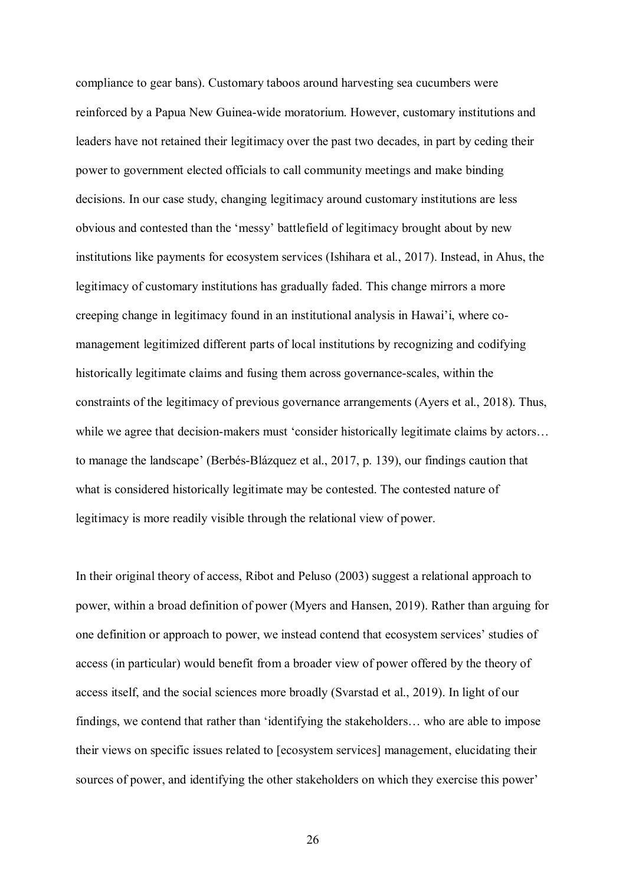compliance to gear bans). Customary taboos around harvesting sea cucumbers were reinforced by a Papua New Guinea-wide moratorium. However, customary institutions and leaders have not retained their legitimacy over the past two decades, in part by ceding their power to government elected officials to call community meetings and make binding decisions. In our case study, changing legitimacy around customary institutions are less obvious and contested than the 'messy' battlefield of legitimacy brought about by new institutions like payments for ecosystem services (Ishihara et al., 2017). Instead, in Ahus, the legitimacy of customary institutions has gradually faded. This change mirrors a more creeping change in legitimacy found in an institutional analysis in Hawai'i, where co-management legitimized different parts of local institutions by recognizing and codifying historically legitimate claims and fusing them across governance-scales, within the constraints of the legitimacy of previous governance arrangements (Ayers et al., 2018). Thus, while we agree that decision-makers must 'consider historically legitimate claims by actors… to manage the landscape' (Berbés-Blázquez et al., 2017, p. 139), our findings caution that what is considered historically legitimate may be contested. The contested nature of legitimacy is more readily visible through the relational view of power.

In their original theory of access, Ribot and Peluso (2003) suggest a relational approach to power, within a broad definition of power (Myers and Hansen, 2019). Rather than arguing for one definition or approach to power, we instead contend that ecosystem services' studies of access (in particular) would benefit from a broader view of power offered by the theory of access itself, and the social sciences more broadly (Svarstad et al., 2019). In light of our findings, we contend that rather than 'identifying the stakeholders… who are able to impose their views on specific issues related to [ecosystem services] management, elucidating their sources of power, and identifying the other stakeholders on which they exercise this power'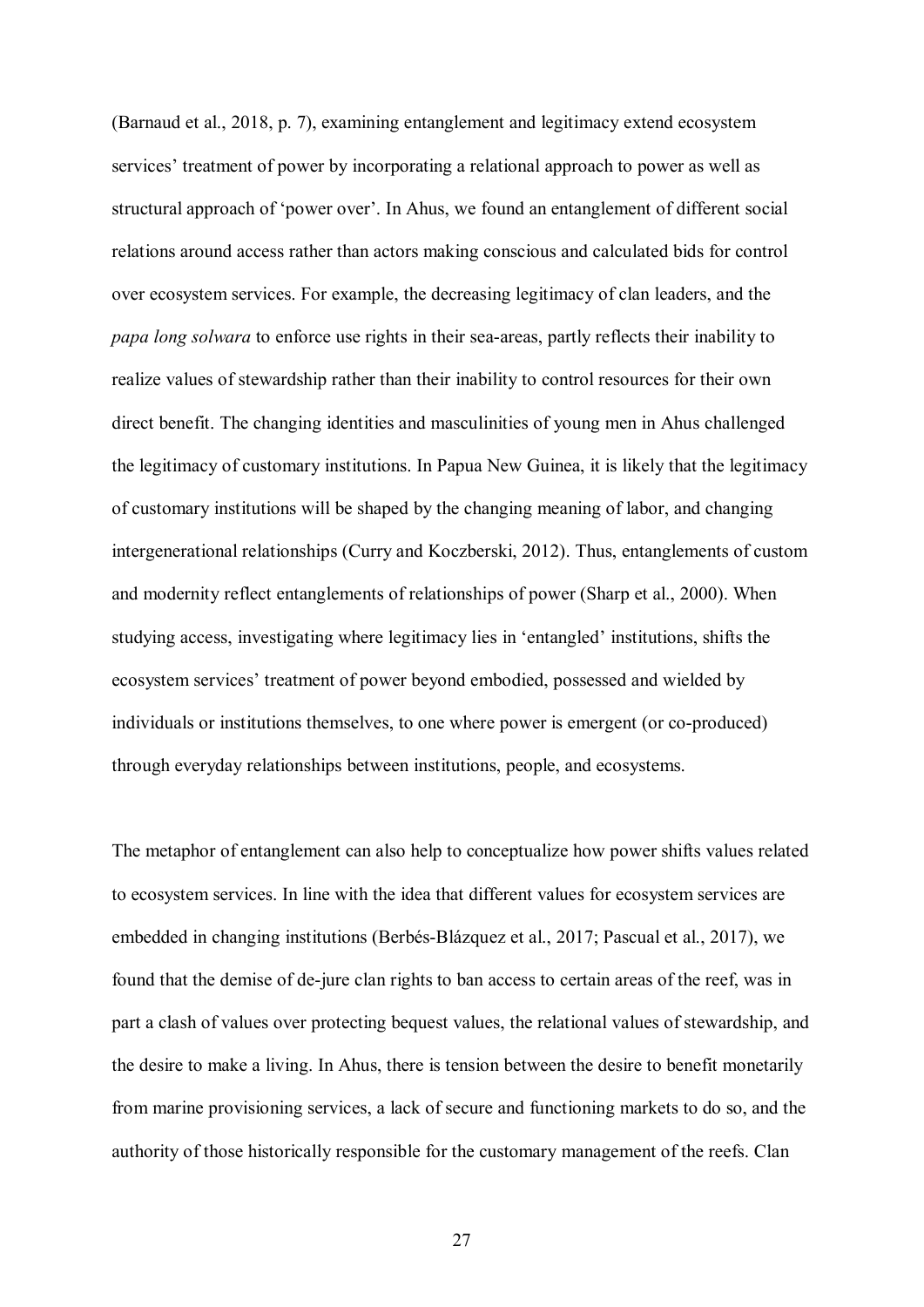(Barnaud et al., 2018, p. 7), examining entanglement and legitimacy extend ecosystem services' treatment of power by incorporating a relational approach to power as well as structural approach of 'power over'. In Ahus, we found an entanglement of different social relations around access rather than actors making conscious and calculated bids for control over ecosystem services. For example, the decreasing legitimacy of clan leaders, and the *papa long solwara* to enforce use rights in their sea-areas, partly reflects their inability to realize values of stewardship rather than their inability to control resources for their own direct benefit. The changing identities and masculinities of young men in Ahus challenged the legitimacy of customary institutions. In Papua New Guinea, it is likely that the legitimacy of customary institutions will be shaped by the changing meaning of labor, and changing intergenerational relationships (Curry and Koczberski, 2012). Thus, entanglements of custom and modernity reflect entanglements of relationships of power (Sharp et al., 2000). When studying access, investigating where legitimacy lies in 'entangled' institutions, shifts the ecosystem services' treatment of power beyond embodied, possessed and wielded by individuals or institutions themselves, to one where power is emergent (or co-produced) through everyday relationships between institutions, people, and ecosystems.

The metaphor of entanglement can also help to conceptualize how power shifts values related to ecosystem services. In line with the idea that different values for ecosystem services are embedded in changing institutions (Berbés-Blázquez et al., 2017; Pascual et al., 2017), we found that the demise of de-jure clan rights to ban access to certain areas of the reef, was in part a clash of values over protecting bequest values, the relational values of stewardship, and the desire to make a living. In Ahus, there is tension between the desire to benefit monetarily from marine provisioning services, a lack of secure and functioning markets to do so, and the authority of those historically responsible for the customary management of the reefs. Clan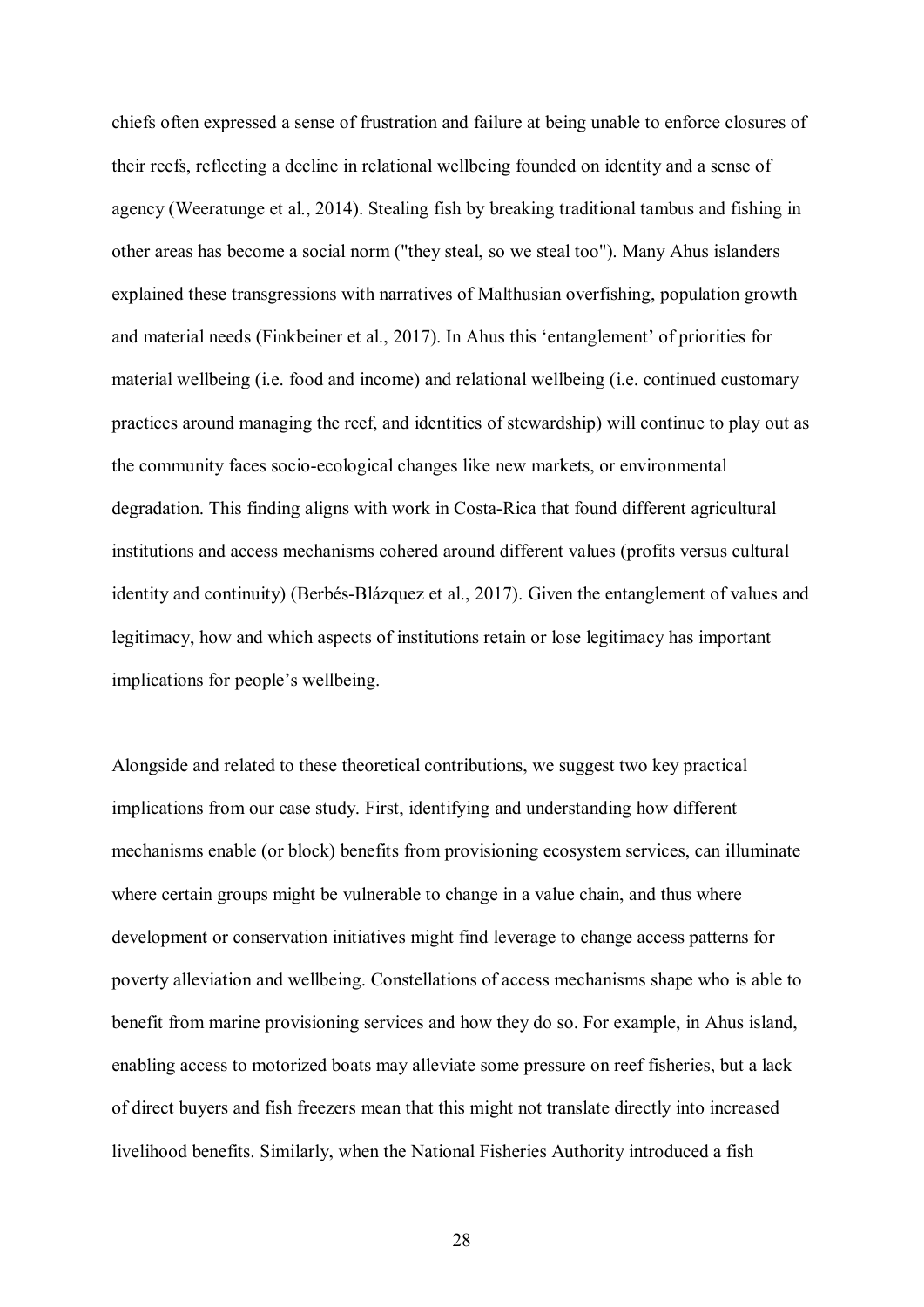chiefs often expressed a sense of frustration and failure at being unable to enforce closures of their reefs, reflecting a decline in relational wellbeing founded on identity and a sense of agency (Weeratunge et al., 2014). Stealing fish by breaking traditional tambus and fishing in other areas has become a social norm ("they steal, so we steal too"). Many Ahus islanders explained these transgressions with narratives of Malthusian overfishing, population growth and material needs (Finkbeiner et al., 2017). In Ahus this 'entanglement' of priorities for material wellbeing (i.e. food and income) and relational wellbeing (i.e. continued customary practices around managing the reef, and identities of stewardship) will continue to play out as the community faces socio-ecological changes like new markets, or environmental degradation. This finding aligns with work in Costa-Rica that found different agricultural institutions and access mechanisms cohered around different values (profits versus cultural identity and continuity) (Berbés-Blázquez et al., 2017). Given the entanglement of values and legitimacy, how and which aspects of institutions retain or lose legitimacy has important implications for people's wellbeing.

Alongside and related to these theoretical contributions, we suggest two key practical implications from our case study. First, identifying and understanding how different mechanisms enable (or block) benefits from provisioning ecosystem services, can illuminate where certain groups might be vulnerable to change in a value chain, and thus where development or conservation initiatives might find leverage to change access patterns for poverty alleviation and wellbeing. Constellations of access mechanisms shape who is able to benefit from marine provisioning services and how they do so. For example, in Ahus island, enabling access to motorized boats may alleviate some pressure on reef fisheries, but a lack of direct buyers and fish freezers mean that this might not translate directly into increased livelihood benefits. Similarly, when the National Fisheries Authority introduced a fish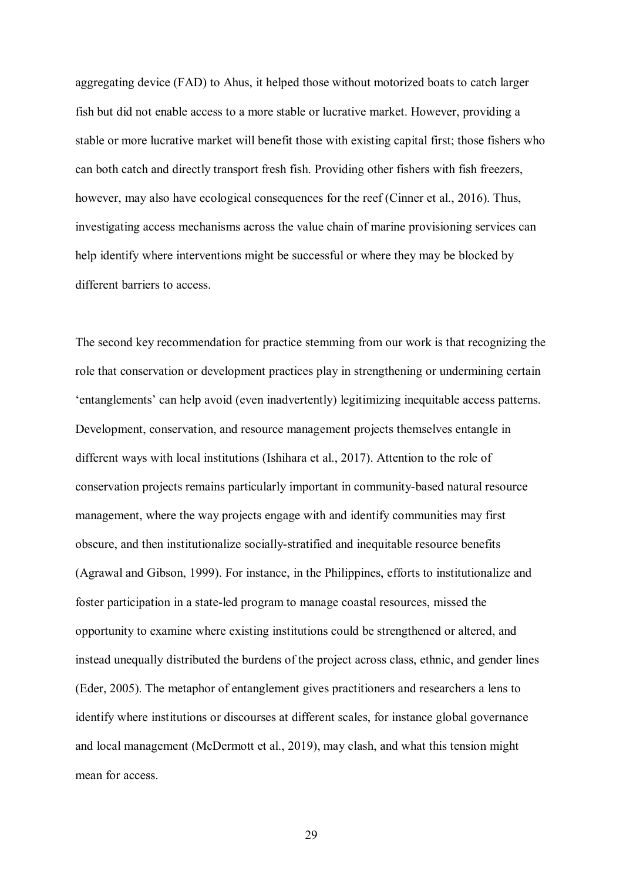aggregating device (FAD) to Ahus, it helped those without motorized boats to catch larger fish but did not enable access to a more stable or lucrative market. However, providing a stable or more lucrative market will benefit those with existing capital first; those fishers who can both catch and directly transport fresh fish. Providing other fishers with fish freezers, however, may also have ecological consequences for the reef (Cinner et al., 2016). Thus, investigating access mechanisms across the value chain of marine provisioning services can help identify where interventions might be successful or where they may be blocked by different barriers to access.

The second key recommendation for practice stemming from our work is that recognizing the role that conservation or development practices play in strengthening or undermining certain 'entanglements' can help avoid (even inadvertently) legitimizing inequitable access patterns. Development, conservation, and resource management projects themselves entangle in different ways with local institutions (Ishihara et al., 2017). Attention to the role of conservation projects remains particularly important in community-based natural resource management, where the way projects engage with and identify communities may first obscure, and then institutionalize socially-stratified and inequitable resource benefits (Agrawal and Gibson, 1999). For instance, in the Philippines, efforts to institutionalize and foster participation in a state-led program to manage coastal resources, missed the opportunity to examine where existing institutions could be strengthened or altered, and instead unequally distributed the burdens of the project across class, ethnic, and gender lines (Eder, 2005). The metaphor of entanglement gives practitioners and researchers a lens to identify where institutions or discourses at different scales, for instance global governance and local management (McDermott et al., 2019), may clash, and what this tension might mean for access.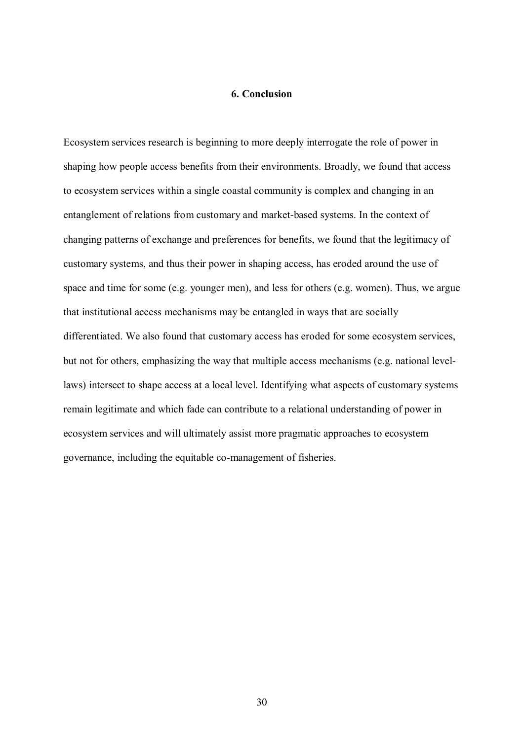## 6. Conclusion

Ecosystem services research is beginning to more deeply interrogate the role of power in shaping how people access benefits from their environments. Broadly, we found that access to ecosystem services within a single coastal community is complex and changing in an entanglement of relations from customary and market-based systems. In the context of changing patterns of exchange and preferences for benefits, we found that the legitimacy of customary systems, and thus their power in shaping access, has eroded around the use of space and time for some (e.g. younger men), and less for others (e.g. women). Thus, we argue that institutional access mechanisms may be entangled in ways that are socially differentiated. We also found that customary access has eroded for some ecosystem services, but not for others, emphasizing the way that multiple access mechanisms (e.g. national level-laws) intersect to shape access at a local level. Identifying what aspects of customary systems remain legitimate and which fade can contribute to a relational understanding of power in ecosystem services and will ultimately assist more pragmatic approaches to ecosystem governance, including the equitable co-management of fisheries.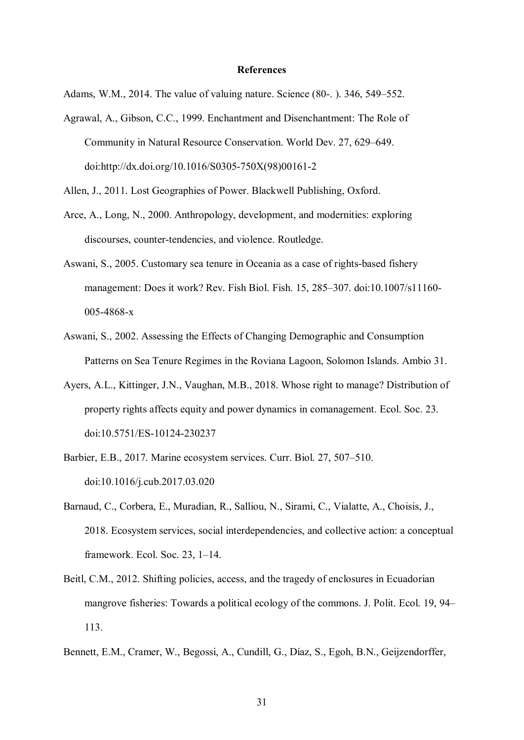# References

Adams, W.M., 2014. The value of valuing nature. Science (80-. ). 346, 549–552.

Agrawal, A., Gibson, C.C., 1999. Enchantment and Disenchantment: The Role of Community in Natural Resource Conservation. World Dev. 27, 629–649. doi:http://dx.doi.org/10.1016/S0305-750X(98)00161-2

Allen, J., 2011. Lost Geographies of Power. Blackwell Publishing, Oxford.

Arce, A., Long, N., 2000. Anthropology, development, and modernities: exploring discourses, counter-tendencies, and violence. Routledge.

Aswani, S., 2005. Customary sea tenure in Oceania as a case of rights-based fishery management: Does it work? Rev. Fish Biol. Fish. 15, 285–307. doi:10.1007/s11160-005-4868-x

Aswani, S., 2002. Assessing the Effects of Changing Demographic and Consumption Patterns on Sea Tenure Regimes in the Roviana Lagoon, Solomon Islands. Ambio 31.

Ayers, A.L., Kittinger, J.N., Vaughan, M.B., 2018. Whose right to manage? Distribution of property rights affects equity and power dynamics in comanagement. Ecol. Soc. 23. doi:10.5751/ES-10124-230237

Barbier, E.B., 2017. Marine ecosystem services. Curr. Biol. 27, 507–510. doi:10.1016/j.cub.2017.03.020

Barnaud, C., Corbera, E., Muradian, R., Salliou, N., Sirami, C., Vialatte, A., Choisis, J., 2018. Ecosystem services, social interdependencies, and collective action: a conceptual framework. Ecol. Soc. 23, 1–14.

Beitl, C.M., 2012. Shifting policies, access, and the tragedy of enclosures in Ecuadorian mangrove fisheries: Towards a political ecology of the commons. J. Polit. Ecol. 19, 94–113.

Bennett, E.M., Cramer, W., Begossi, A., Cundill, G., Díaz, S., Egoh, B.N., Geijzendorffer,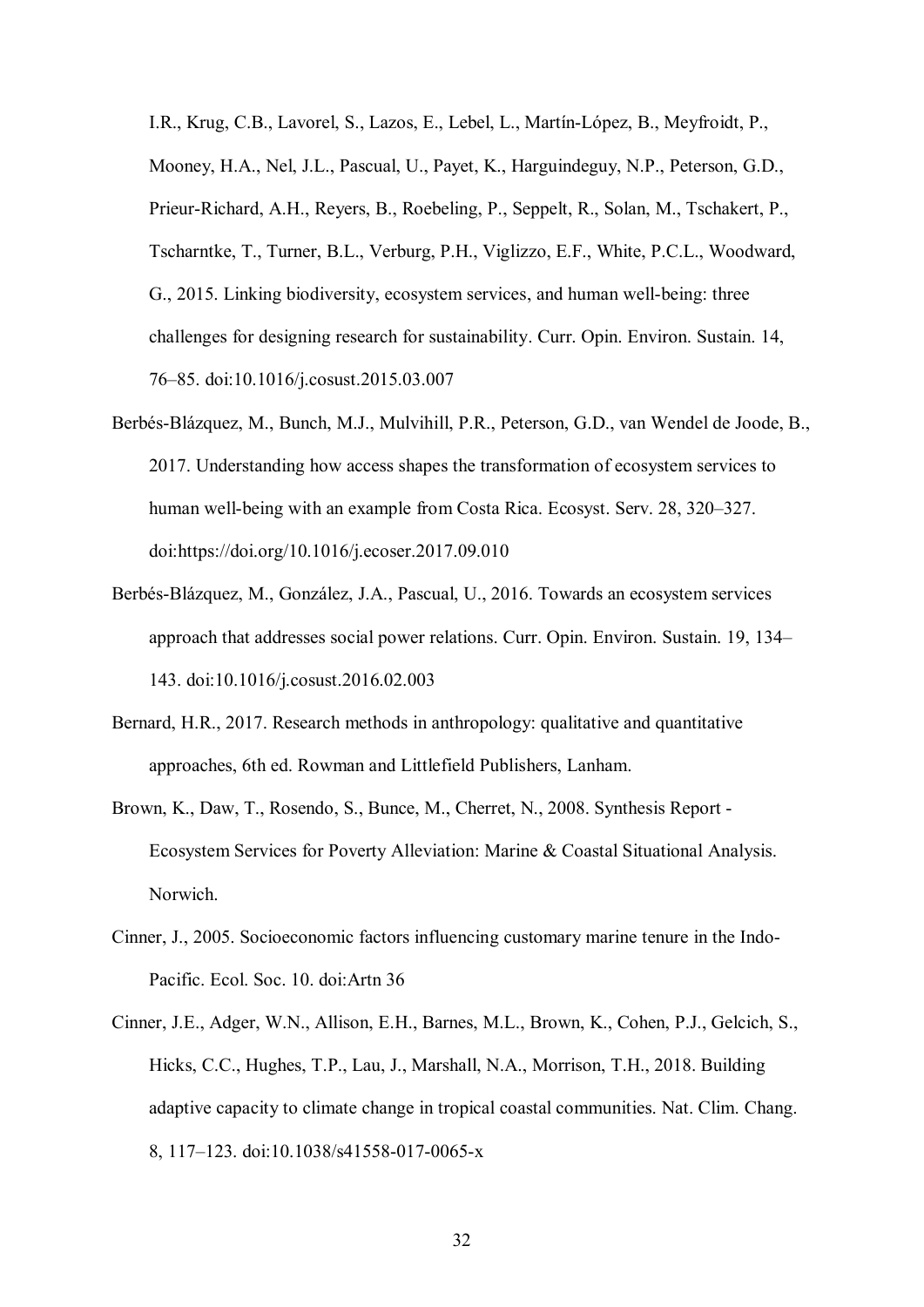I.R., Krug, C.B., Lavorel, S., Lazos, E., Lebel, L., Martín-López, B., Meyfroidt, P., Mooney, H.A., Nel, J.L., Pascual, U., Payet, K., Harguindeguy, N.P., Peterson, G.D., Prieur-Richard, A.H., Reyers, B., Roebeling, P., Seppelt, R., Solan, M., Tschakert, P., Tscharntke, T., Turner, B.L., Verburg, P.H., Viglizzo, E.F., White, P.C.L., Woodward, G., 2015. Linking biodiversity, ecosystem services, and human well-being: three challenges for designing research for sustainability. Curr. Opin. Environ. Sustain. 14, 76–85. doi:10.1016/j.cosust.2015.03.007

Berbés-Blázquez, M., Bunch, M.J., Mulvihill, P.R., Peterson, G.D., van Wendel de Joode, B., 2017. Understanding how access shapes the transformation of ecosystem services to human well-being with an example from Costa Rica. Ecosyst. Serv. 28, 320–327. doi:https://doi.org/10.1016/j.ecoser.2017.09.010

Berbés-Blázquez, M., González, J.A., Pascual, U., 2016. Towards an ecosystem services approach that addresses social power relations. Curr. Opin. Environ. Sustain. 19, 134–143. doi:10.1016/j.cosust.2016.02.003

Bernard, H.R., 2017. Research methods in anthropology: qualitative and quantitative approaches, 6th ed. Rowman and Littlefield Publishers, Lanham.

Brown, K., Daw, T., Rosendo, S., Bunce, M., Cherret, N., 2008. Synthesis Report - Ecosystem Services for Poverty Alleviation: Marine & Coastal Situational Analysis. Norwich.

Cinner, J., 2005. Socioeconomic factors influencing customary marine tenure in the Indo-Pacific. Ecol. Soc. 10. doi:Artn 36

Cinner, J.E., Adger, W.N., Allison, E.H., Barnes, M.L., Brown, K., Cohen, P.J., Gelcich, S., Hicks, C.C., Hughes, T.P., Lau, J., Marshall, N.A., Morrison, T.H., 2018. Building adaptive capacity to climate change in tropical coastal communities. Nat. Clim. Chang. 8, 117–123. doi:10.1038/s41558-017-0065-x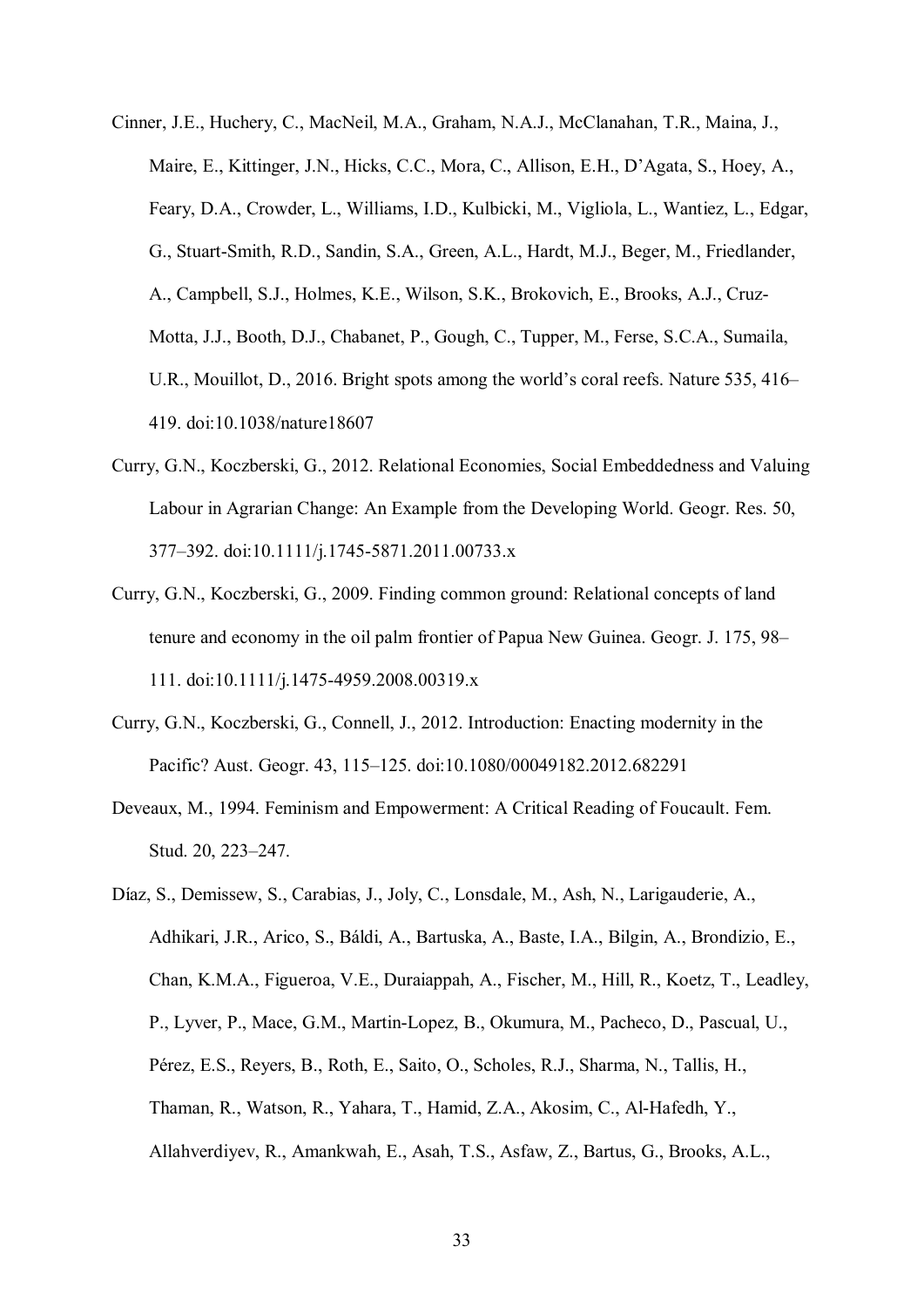Cinner, J.E., Huchery, C., MacNeil, M.A., Graham, N.A.J., McClanahan, T.R., Maina, J., Maire, E., Kittinger, J.N., Hicks, C.C., Mora, C., Allison, E.H., D'Agata, S., Hoey, A., Feary, D.A., Crowder, L., Williams, I.D., Kulbicki, M., Vigliola, L., Wantiez, L., Edgar, G., Stuart-Smith, R.D., Sandin, S.A., Green, A.L., Hardt, M.J., Beger, M., Friedlander, A., Campbell, S.J., Holmes, K.E., Wilson, S.K., Brokovich, E., Brooks, A.J., Cruz-Motta, J.J., Booth, D.J., Chabanet, P., Gough, C., Tupper, M., Ferse, S.C.A., Sumaila, U.R., Mouillot, D., 2016. Bright spots among the world's coral reefs. Nature 535, 416–419. doi:10.1038/nature18607

Curry, G.N., Koczberski, G., 2012. Relational Economies, Social Embeddedness and Valuing Labour in Agrarian Change: An Example from the Developing World. Geogr. Res. 50, 377–392. doi:10.1111/j.1745-5871.2011.00733.x

Curry, G.N., Koczberski, G., 2009. Finding common ground: Relational concepts of land tenure and economy in the oil palm frontier of Papua New Guinea. Geogr. J. 175, 98–111. doi:10.1111/j.1475-4959.2008.00319.x

Curry, G.N., Koczberski, G., Connell, J., 2012. Introduction: Enacting modernity in the Pacific? Aust. Geogr. 43, 115–125. doi:10.1080/00049182.2012.682291

Deveaux, M., 1994. Feminism and Empowerment: A Critical Reading of Foucault. Fem. Stud. 20, 223–247.

Díaz, S., Demissew, S., Carabias, J., Joly, C., Lonsdale, M., Ash, N., Larigauderie, A., Adhikari, J.R., Arico, S., Báldi, A., Bartuska, A., Baste, I.A., Bilgin, A., Brondizio, E., Chan, K.M.A., Figueroa, V.E., Duraiappah, A., Fischer, M., Hill, R., Koetz, T., Leadley, P., Lyver, P., Mace, G.M., Martin-Lopez, B., Okumura, M., Pacheco, D., Pascual, U., Pérez, E.S., Reyers, B., Roth, E., Saito, O., Scholes, R.J., Sharma, N., Tallis, H., Thaman, R., Watson, R., Yahara, T., Hamid, Z.A., Akosim, C., Al-Hafedh, Y., Allahverdiyev, R., Amankwah, E., Asah, T.S., Asfaw, Z., Bartus, G., Brooks, A.L.,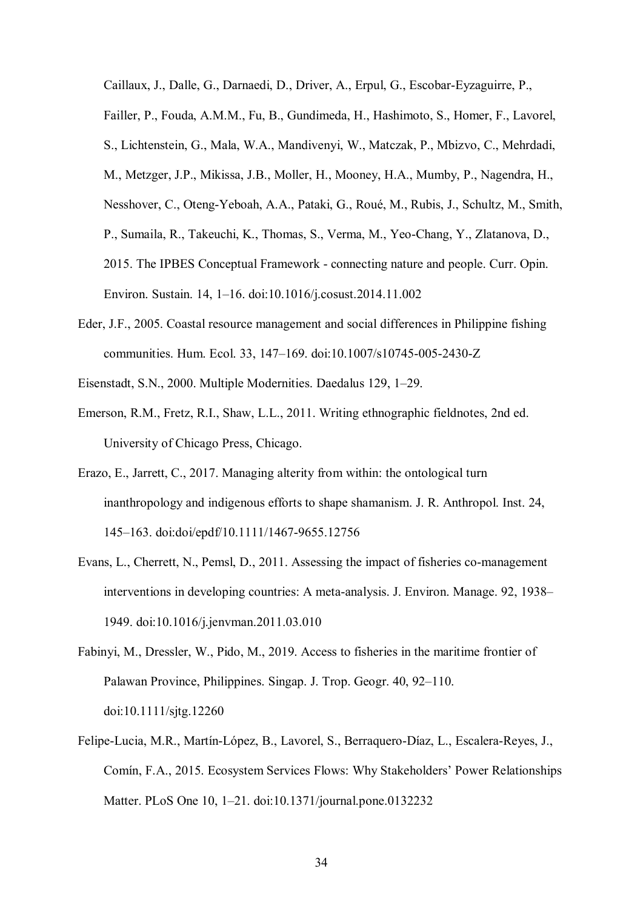Caillaux, J., Dalle, G., Darnaedi, D., Driver, A., Erpul, G., Escobar-Eyzaguirre, P., Failler, P., Fouda, A.M.M., Fu, B., Gundimeda, H., Hashimoto, S., Homer, F., Lavorel, S., Lichtenstein, G., Mala, W.A., Mandivenyi, W., Matczak, P., Mbizvo, C., Mehrdadi, M., Metzger, J.P., Mikissa, J.B., Moller, H., Mooney, H.A., Mumby, P., Nagendra, H., Nesshover, C., Oteng-Yeboah, A.A., Pataki, G., Roué, M., Rubis, J., Schultz, M., Smith, P., Sumaila, R., Takeuchi, K., Thomas, S., Verma, M., Yeo-Chang, Y., Zlatanova, D., 2015. The IPBES Conceptual Framework - connecting nature and people. Curr. Opin. Environ. Sustain. 14, 1–16. doi:10.1016/j.cosust.2014.11.002

Eder, J.F., 2005. Coastal resource management and social differences in Philippine fishing communities. Hum. Ecol. 33, 147–169. doi:10.1007/s10745-005-2430-Z

Eisenstadt, S.N., 2000. Multiple Modernities. Daedalus 129, 1–29.

Emerson, R.M., Fretz, R.I., Shaw, L.L., 2011. Writing ethnographic fieldnotes, 2nd ed. University of Chicago Press, Chicago.

Erazo, E., Jarrett, C., 2017. Managing alterity from within: the ontological turn inanthropology and indigenous efforts to shape shamanism. J. R. Anthropol. Inst. 24, 145–163. doi:doi/epdf/10.1111/1467-9655.12756

Evans, L., Cherrett, N., Pemsl, D., 2011. Assessing the impact of fisheries co-management interventions in developing countries: A meta-analysis. J. Environ. Manage. 92, 1938–1949. doi:10.1016/j.jenvman.2011.03.010

Fabinyi, M., Dressler, W., Pido, M., 2019. Access to fisheries in the maritime frontier of Palawan Province, Philippines. Singap. J. Trop. Geogr. 40, 92–110. doi:10.1111/sjtg.12260

Felipe-Lucia, M.R., Martín-López, B., Lavorel, S., Berraquero-Díaz, L., Escalera-Reyes, J., Comín, F.A., 2015. Ecosystem Services Flows: Why Stakeholders' Power Relationships Matter. PLoS One 10, 1–21. doi:10.1371/journal.pone.0132232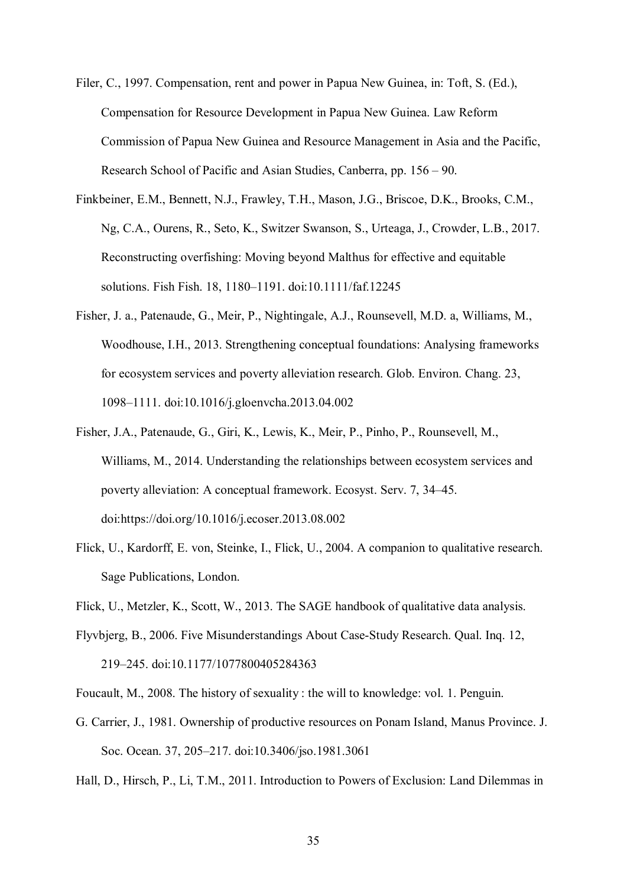Filer, C., 1997. Compensation, rent and power in Papua New Guinea, in: Toft, S. (Ed.), Compensation for Resource Development in Papua New Guinea. Law Reform Commission of Papua New Guinea and Resource Management in Asia and the Pacific, Research School of Pacific and Asian Studies, Canberra, pp. 156 – 90.

Finkbeiner, E.M., Bennett, N.J., Frawley, T.H., Mason, J.G., Briscoe, D.K., Brooks, C.M., Ng, C.A., Ourens, R., Seto, K., Switzer Swanson, S., Urteaga, J., Crowder, L.B., 2017. Reconstructing overfishing: Moving beyond Malthus for effective and equitable solutions. Fish Fish. 18, 1180–1191. doi:10.1111/faf.12245

Fisher, J. a., Patenaude, G., Meir, P., Nightingale, A.J., Rounsevell, M.D. a, Williams, M., Woodhouse, I.H., 2013. Strengthening conceptual foundations: Analysing frameworks for ecosystem services and poverty alleviation research. Glob. Environ. Chang. 23, 1098–1111. doi:10.1016/j.gloenvcha.2013.04.002

Fisher, J.A., Patenaude, G., Giri, K., Lewis, K., Meir, P., Pinho, P., Rounsevell, M., Williams, M., 2014. Understanding the relationships between ecosystem services and poverty alleviation: A conceptual framework. Ecosyst. Serv. 7, 34–45. doi:https://doi.org/10.1016/j.ecoser.2013.08.002

Flick, U., Kardorff, E. von, Steinke, I., Flick, U., 2004. A companion to qualitative research. Sage Publications, London.

Flick, U., Metzler, K., Scott, W., 2013. The SAGE handbook of qualitative data analysis.

Flyvbjerg, B., 2006. Five Misunderstandings About Case-Study Research. Qual. Inq. 12, 219–245. doi:10.1177/1077800405284363

Foucault, M., 2008. The history of sexuality : the will to knowledge: vol. 1. Penguin.

G. Carrier, J., 1981. Ownership of productive resources on Ponam Island, Manus Province. J. Soc. Ocean. 37, 205–217. doi:10.3406/jso.1981.3061

Hall, D., Hirsch, P., Li, T.M., 2011. Introduction to Powers of Exclusion: Land Dilemmas in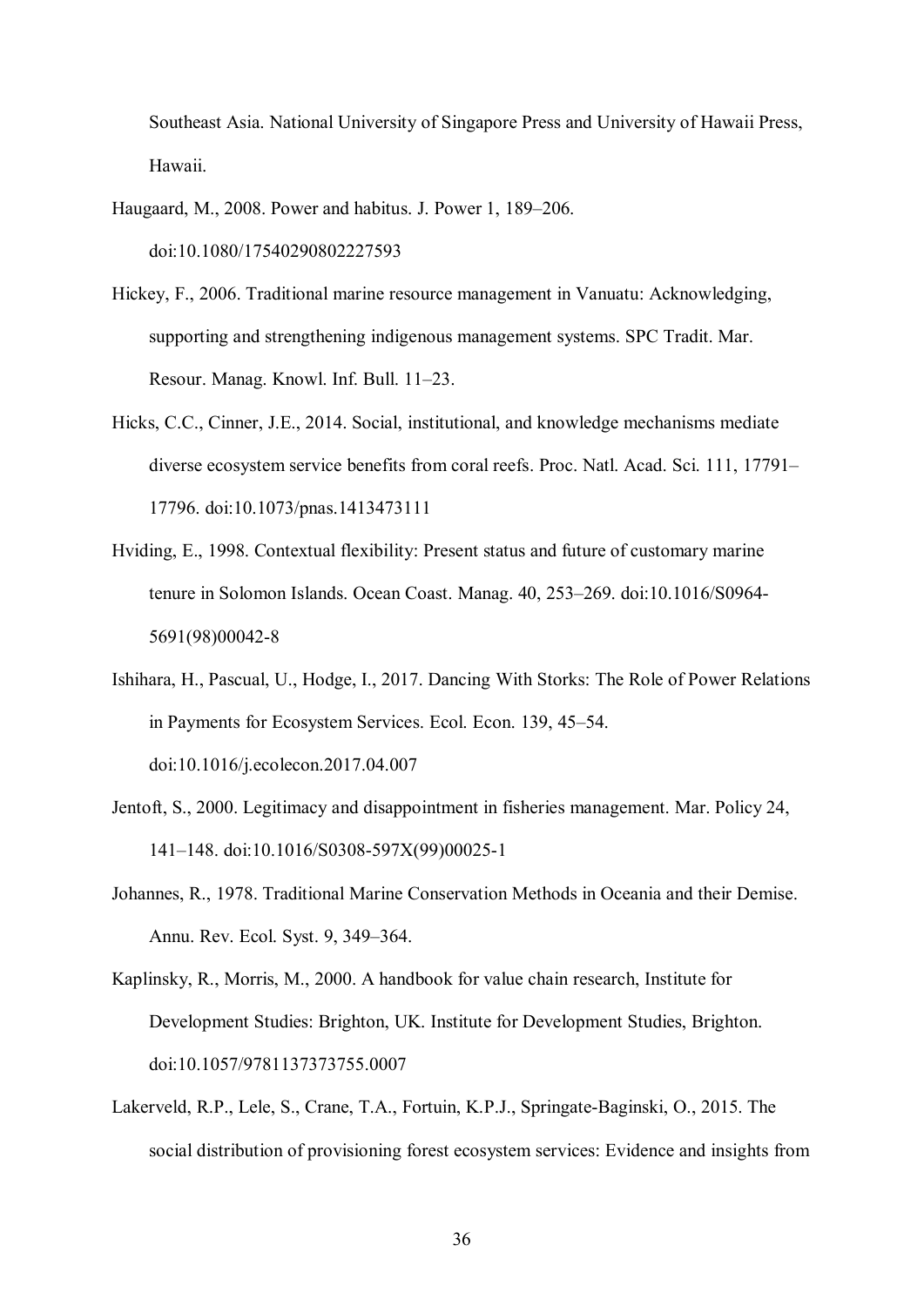Southeast Asia. National University of Singapore Press and University of Hawaii Press, Hawaii.

Haugaard, M., 2008. Power and habitus. J. Power 1, 189–206. doi:10.1080/17540290802227593

Hickey, F., 2006. Traditional marine resource management in Vanuatu: Acknowledging, supporting and strengthening indigenous management systems. SPC Tradit. Mar. Resour. Manag. Knowl. Inf. Bull. 11–23.

Hicks, C.C., Cinner, J.E., 2014. Social, institutional, and knowledge mechanisms mediate diverse ecosystem service benefits from coral reefs. Proc. Natl. Acad. Sci. 111, 17791–17796. doi:10.1073/pnas.1413473111

Hviding, E., 1998. Contextual flexibility: Present status and future of customary marine tenure in Solomon Islands. Ocean Coast. Manag. 40, 253–269. doi:10.1016/S0964-5691(98)00042-8

Ishihara, H., Pascual, U., Hodge, I., 2017. Dancing With Storks: The Role of Power Relations in Payments for Ecosystem Services. Ecol. Econ. 139, 45–54. doi:10.1016/j.ecolecon.2017.04.007

Jentoft, S., 2000. Legitimacy and disappointment in fisheries management. Mar. Policy 24, 141–148. doi:10.1016/S0308-597X(99)00025-1

Johannes, R., 1978. Traditional Marine Conservation Methods in Oceania and their Demise. Annu. Rev. Ecol. Syst. 9, 349–364.

Kaplinsky, R., Morris, M., 2000. A handbook for value chain research, Institute for Development Studies: Brighton, UK. Institute for Development Studies, Brighton. doi:10.1057/9781137373755.0007

Lakerveld, R.P., Lele, S., Crane, T.A., Fortuin, K.P.J., Springate-Baginski, O., 2015. The social distribution of provisioning forest ecosystem services: Evidence and insights from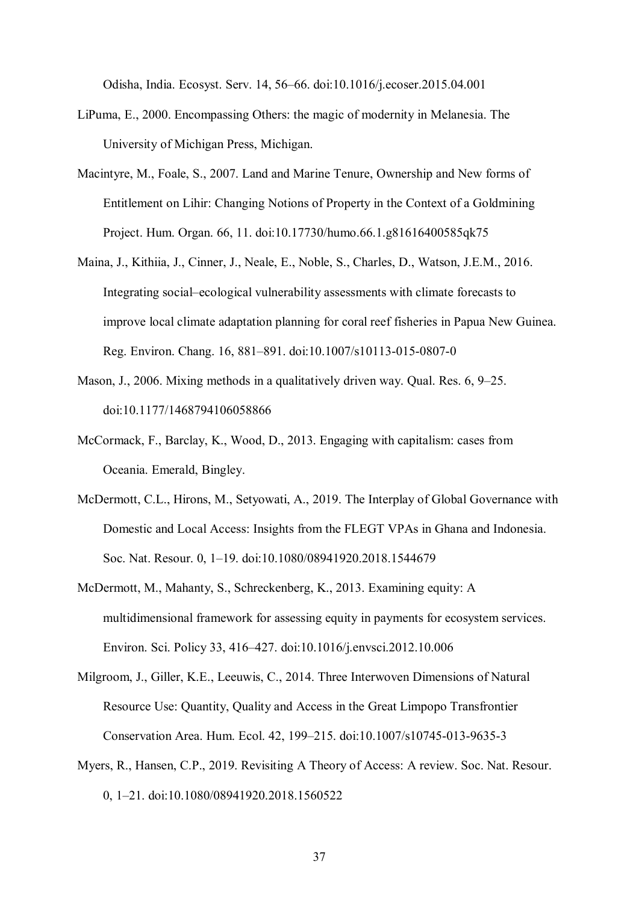Odisha, India. Ecosyst. Serv. 14, 56–66. doi:10.1016/j.ecoser.2015.04.001

LiPuma, E., 2000. Encompassing Others: the magic of modernity in Melanesia. The University of Michigan Press, Michigan.

Macintyre, M., Foale, S., 2007. Land and Marine Tenure, Ownership and New forms of Entitlement on Lihir: Changing Notions of Property in the Context of a Goldmining Project. Hum. Organ. 66, 11. doi:10.17730/humo.66.1.g81616400585qk75

Maina, J., Kithiia, J., Cinner, J., Neale, E., Noble, S., Charles, D., Watson, J.E.M., 2016. Integrating social–ecological vulnerability assessments with climate forecasts to improve local climate adaptation planning for coral reef fisheries in Papua New Guinea. Reg. Environ. Chang. 16, 881–891. doi:10.1007/s10113-015-0807-0

Mason, J., 2006. Mixing methods in a qualitatively driven way. Qual. Res. 6, 9–25. doi:10.1177/1468794106058866

McCormack, F., Barclay, K., Wood, D., 2013. Engaging with capitalism: cases from Oceania. Emerald, Bingley.

McDermott, C.L., Hirons, M., Setyowati, A., 2019. The Interplay of Global Governance with Domestic and Local Access: Insights from the FLEGT VPAs in Ghana and Indonesia. Soc. Nat. Resour. 0, 1–19. doi:10.1080/08941920.2018.1544679

McDermott, M., Mahanty, S., Schreckenberg, K., 2013. Examining equity: A multidimensional framework for assessing equity in payments for ecosystem services. Environ. Sci. Policy 33, 416–427. doi:10.1016/j.envsci.2012.10.006

Milgroom, J., Giller, K.E., Leeuwis, C., 2014. Three Interwoven Dimensions of Natural Resource Use: Quantity, Quality and Access in the Great Limpopo Transfrontier Conservation Area. Hum. Ecol. 42, 199–215. doi:10.1007/s10745-013-9635-3

Myers, R., Hansen, C.P., 2019. Revisiting A Theory of Access: A review. Soc. Nat. Resour. 0, 1–21. doi:10.1080/08941920.2018.1560522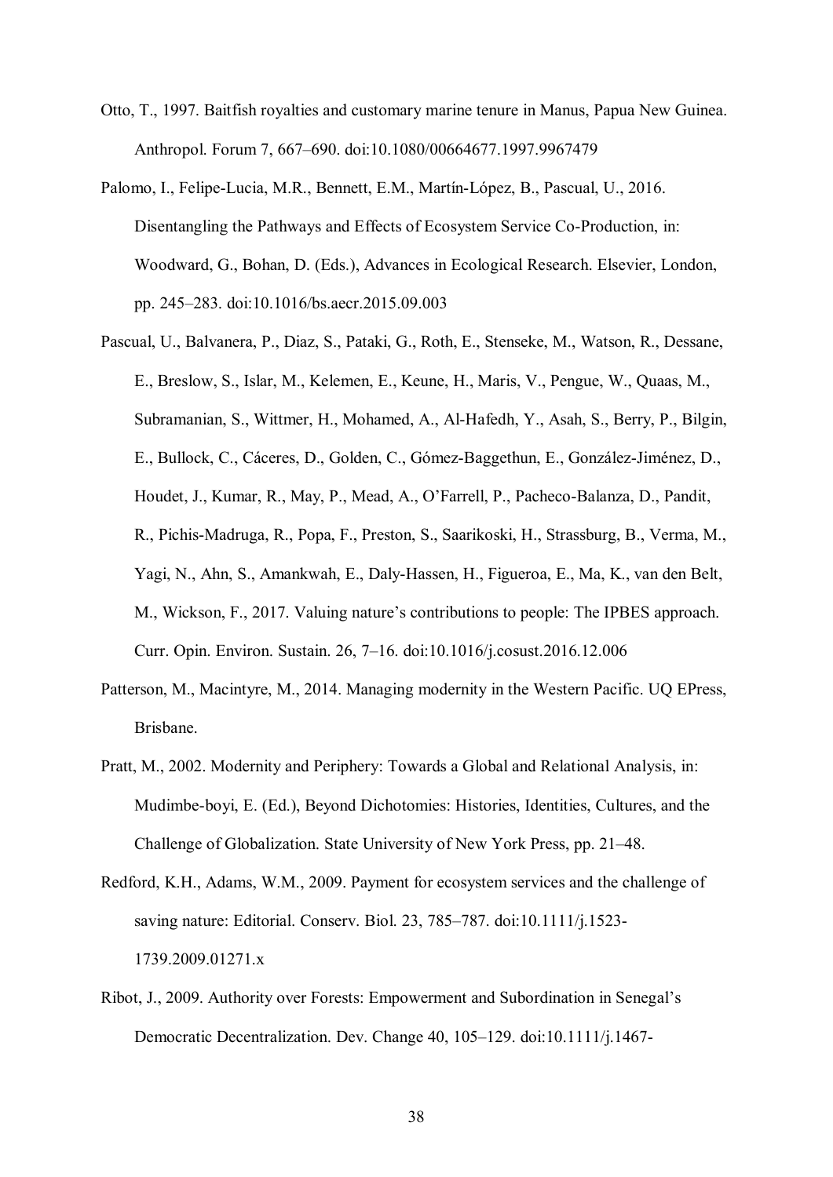Otto, T., 1997. Baitfish royalties and customary marine tenure in Manus, Papua New Guinea. Anthropol. Forum 7, 667–690. doi:10.1080/00664677.1997.9967479

Palomo, I., Felipe-Lucia, M.R., Bennett, E.M., Martín-López, B., Pascual, U., 2016. Disentangling the Pathways and Effects of Ecosystem Service Co-Production, in: Woodward, G., Bohan, D. (Eds.), Advances in Ecological Research. Elsevier, London, pp. 245–283. doi:10.1016/bs.aecr.2015.09.003

Pascual, U., Balvanera, P., Diaz, S., Pataki, G., Roth, E., Stenseke, M., Watson, R., Dessane, E., Breslow, S., Islar, M., Kelemen, E., Keune, H., Maris, V., Pengue, W., Quaas, M., Subramanian, S., Wittmer, H., Mohamed, A., Al-Hafedh, Y., Asah, S., Berry, P., Bilgin, E., Bullock, C., Cáceres, D., Golden, C., Gómez-Baggethun, E., González-Jiménez, D., Houdet, J., Kumar, R., May, P., Mead, A., O'Farrell, P., Pacheco-Balanza, D., Pandit, R., Pichis-Madruga, R., Popa, F., Preston, S., Saarikoski, H., Strassburg, B., Verma, M., Yagi, N., Ahn, S., Amankwah, E., Daly-Hassen, H., Figueroa, E., Ma, K., van den Belt, M., Wickson, F., 2017. Valuing nature's contributions to people: The IPBES approach. Curr. Opin. Environ. Sustain. 26, 7–16. doi:10.1016/j.cosust.2016.12.006

Patterson, M., Macintyre, M., 2014. Managing modernity in the Western Pacific. UQ EPress, Brisbane.

Pratt, M., 2002. Modernity and Periphery: Towards a Global and Relational Analysis, in: Mudimbe-boyi, E. (Ed.), Beyond Dichotomies: Histories, Identities, Cultures, and the Challenge of Globalization. State University of New York Press, pp. 21–48.

Redford, K.H., Adams, W.M., 2009. Payment for ecosystem services and the challenge of saving nature: Editorial. Conserv. Biol. 23, 785–787. doi:10.1111/j.1523-1739.2009.01271.x

Ribot, J., 2009. Authority over Forests: Empowerment and Subordination in Senegal's Democratic Decentralization. Dev. Change 40, 105–129. doi:10.1111/j.1467-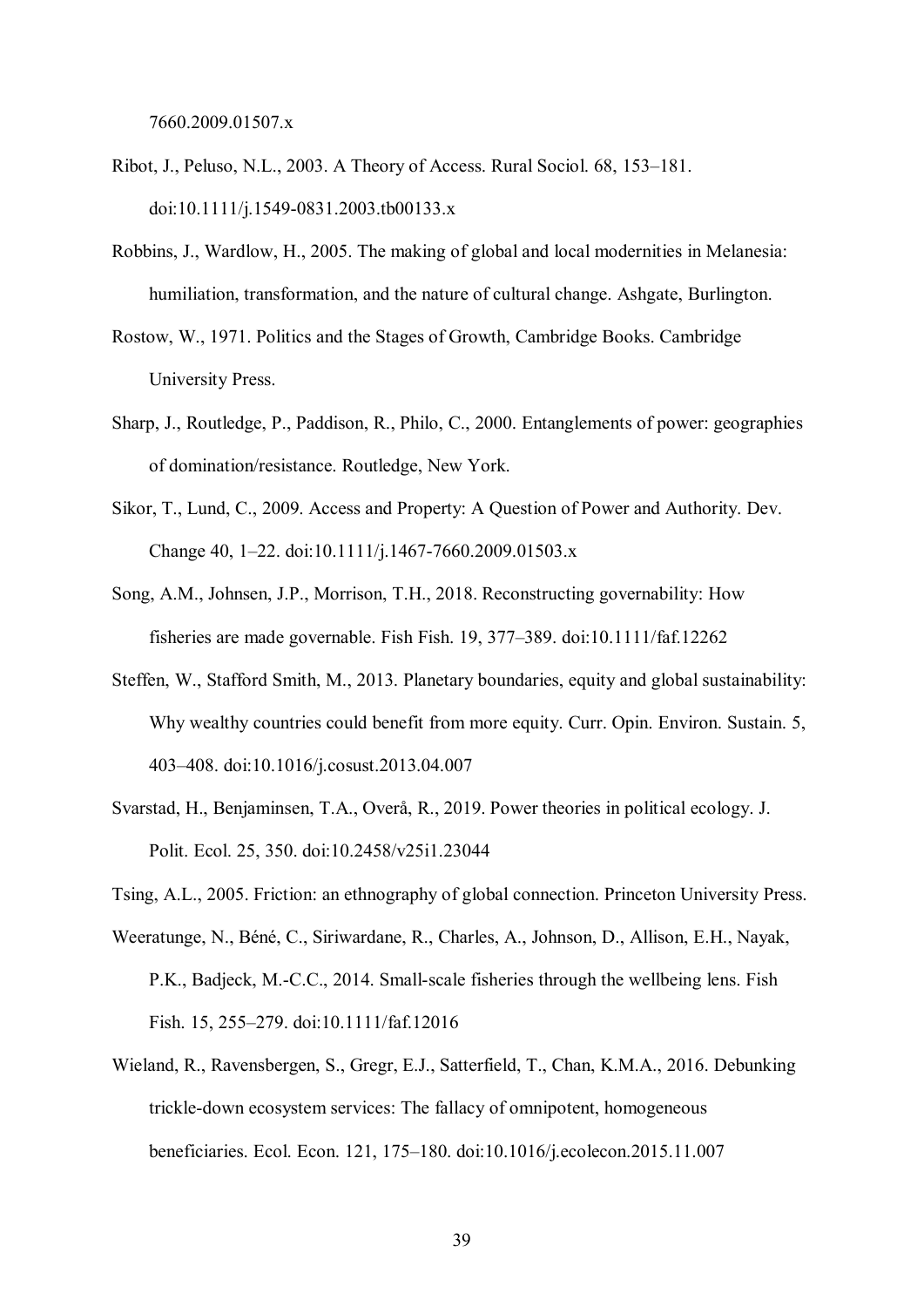7660.2009.01507.x

Ribot, J., Peluso, N.L., 2003. A Theory of Access. Rural Sociol. 68, 153–181. doi:10.1111/j.1549-0831.2003.tb00133.x

Robbins, J., Wardlow, H., 2005. The making of global and local modernities in Melanesia: humiliation, transformation, and the nature of cultural change. Ashgate, Burlington.

Rostow, W., 1971. Politics and the Stages of Growth, Cambridge Books. Cambridge University Press.

Sharp, J., Routledge, P., Paddison, R., Philo, C., 2000. Entanglements of power: geographies of domination/resistance. Routledge, New York.

Sikor, T., Lund, C., 2009. Access and Property: A Question of Power and Authority. Dev. Change 40, 1–22. doi:10.1111/j.1467-7660.2009.01503.x

Song, A.M., Johnsen, J.P., Morrison, T.H., 2018. Reconstructing governability: How fisheries are made governable. Fish Fish. 19, 377–389. doi:10.1111/faf.12262

Steffen, W., Stafford Smith, M., 2013. Planetary boundaries, equity and global sustainability: Why wealthy countries could benefit from more equity. Curr. Opin. Environ. Sustain. 5, 403–408. doi:10.1016/j.cosust.2013.04.007

Svarstad, H., Benjaminsen, T.A., Overå, R., 2019. Power theories in political ecology. J. Polit. Ecol. 25, 350. doi:10.2458/v25i1.23044

Tsing, A.L., 2005. Friction: an ethnography of global connection. Princeton University Press.

Weeratunge, N., Béné, C., Siriwardane, R., Charles, A., Johnson, D., Allison, E.H., Nayak, P.K., Badjeck, M.-C.C., 2014. Small-scale fisheries through the wellbeing lens. Fish Fish. 15, 255–279. doi:10.1111/faf.12016

Wieland, R., Ravensbergen, S., Gregr, E.J., Satterfield, T., Chan, K.M.A., 2016. Debunking trickle-down ecosystem services: The fallacy of omnipotent, homogeneous beneficiaries. Ecol. Econ. 121, 175–180. doi:10.1016/j.ecolecon.2015.11.007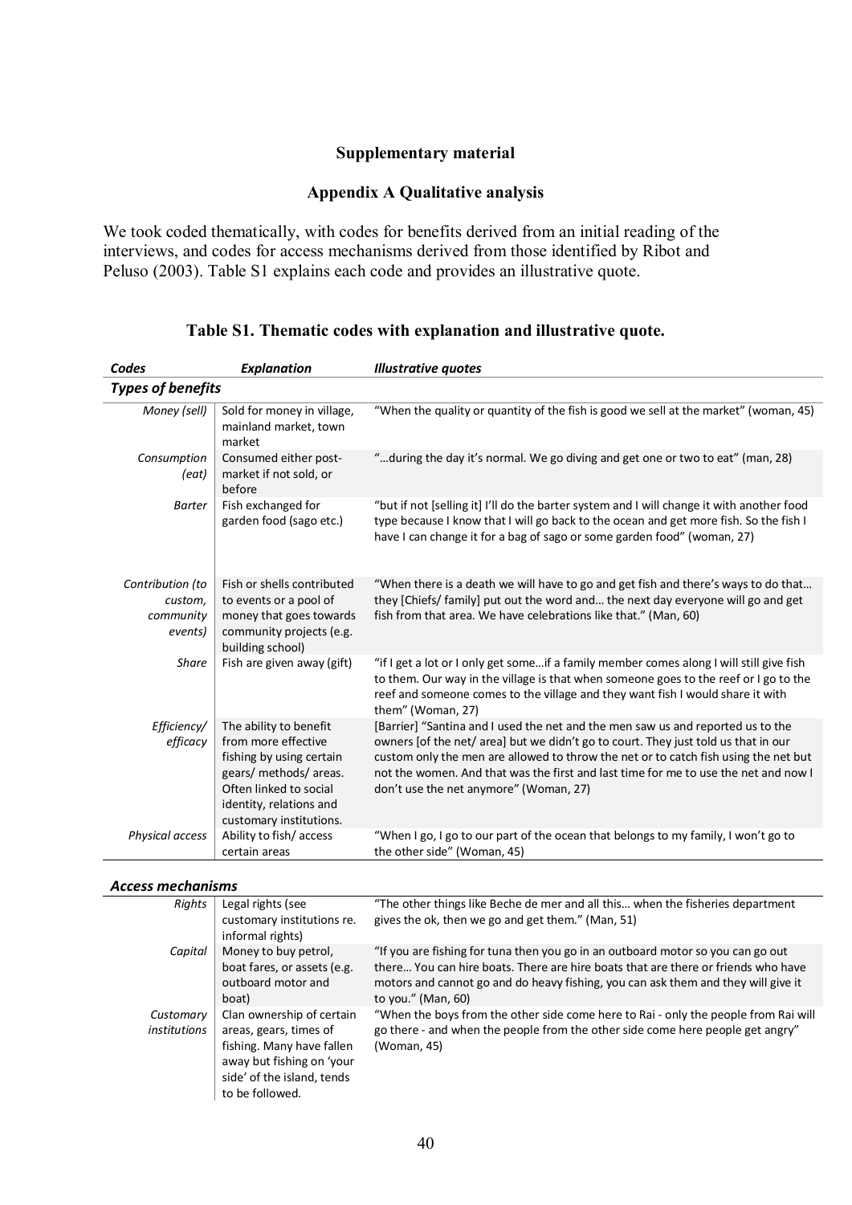**Supplementary material**

## Appendix A Qualitative analysis

We took coded thematically, with codes for benefits derived from an initial reading of the interviews, and codes for access mechanisms derived from those identified by Ribot and Peluso (2003). Table S1 explains each code and provides an illustrative quote.

**Table S1. Thematic codes with explanation and illustrative quote.**

| *Codes* | *Explanation* | *Illustrative quotes* |
|---|---|---|
| ***Types of benefits*** | | |
| *Money (sell)* | Sold for money in village, mainland market, town market | "When the quality or quantity of the fish is good we sell at the market" (woman, 45) |
| *Consumption (eat)* | Consumed either post-market if not sold, or before | "…during the day it's normal. We go diving and get one or two to eat" (man, 28) |
| *Barter* | Fish exchanged for garden food (sago etc.) | "but if not [selling it] I'll do the barter system and I will change it with another food type because I know that I will go back to the ocean and get more fish. So the fish I have I can change it for a bag of sago or some garden food" (woman, 27) |
| *Contribution (to custom, community events)* | Fish or shells contributed to events or a pool of money that goes towards community projects (e.g. building school) | "When there is a death we will have to go and get fish and there's ways to do that… they [Chiefs/ family] put out the word and… the next day everyone will go and get fish from that area. We have celebrations like that." (Man, 60) |
| *Share* | Fish are given away (gift) | "if I get a lot or I only get some…if a family member comes along I will still give fish to them. Our way in the village is that when someone goes to the reef or I go to the reef and someone comes to the village and they want fish I would share it with them" (Woman, 27) |
| *Efficiency/ efficacy* | The ability to benefit from more effective fishing by using certain gears/ methods/ areas. Often linked to social identity, relations and customary institutions. | [Barrier] "Santina and I used the net and the men saw us and reported us to the owners [of the net/ area] but we didn't go to court. They just told us that in our custom only the men are allowed to throw the net or to catch fish using the net but not the women. And that was the first and last time for me to use the net and now I don't use the net anymore" (Woman, 27) |
| *Physical access* | Ability to fish/ access certain areas | "When I go, I go to our part of the ocean that belongs to my family, I won't go to the other side" (Woman, 45) |
| ***Access mechanisms*** | | |
| *Rights* | Legal rights (see customary institutions re. informal rights) | "The other things like Beche de mer and all this… when the fisheries department gives the ok, then we go and get them." (Man, 51) |
| *Capital* | Money to buy petrol, boat fares, or assets (e.g. outboard motor and boat) | "If you are fishing for tuna then you go in an outboard motor so you can go out there… You can hire boats. There are hire boats that are there or friends who have motors and cannot go and do heavy fishing, you can ask them and they will give it to you." (Man, 60) |
| *Customary institutions* | Clan ownership of certain areas, gears, times of fishing. Many have fallen away but fishing on 'your side' of the island, tends to be followed. | "When the boys from the other side come here to Rai - only the people from Rai will go there - and when the people from the other side come here people get angry" (Woman, 45) |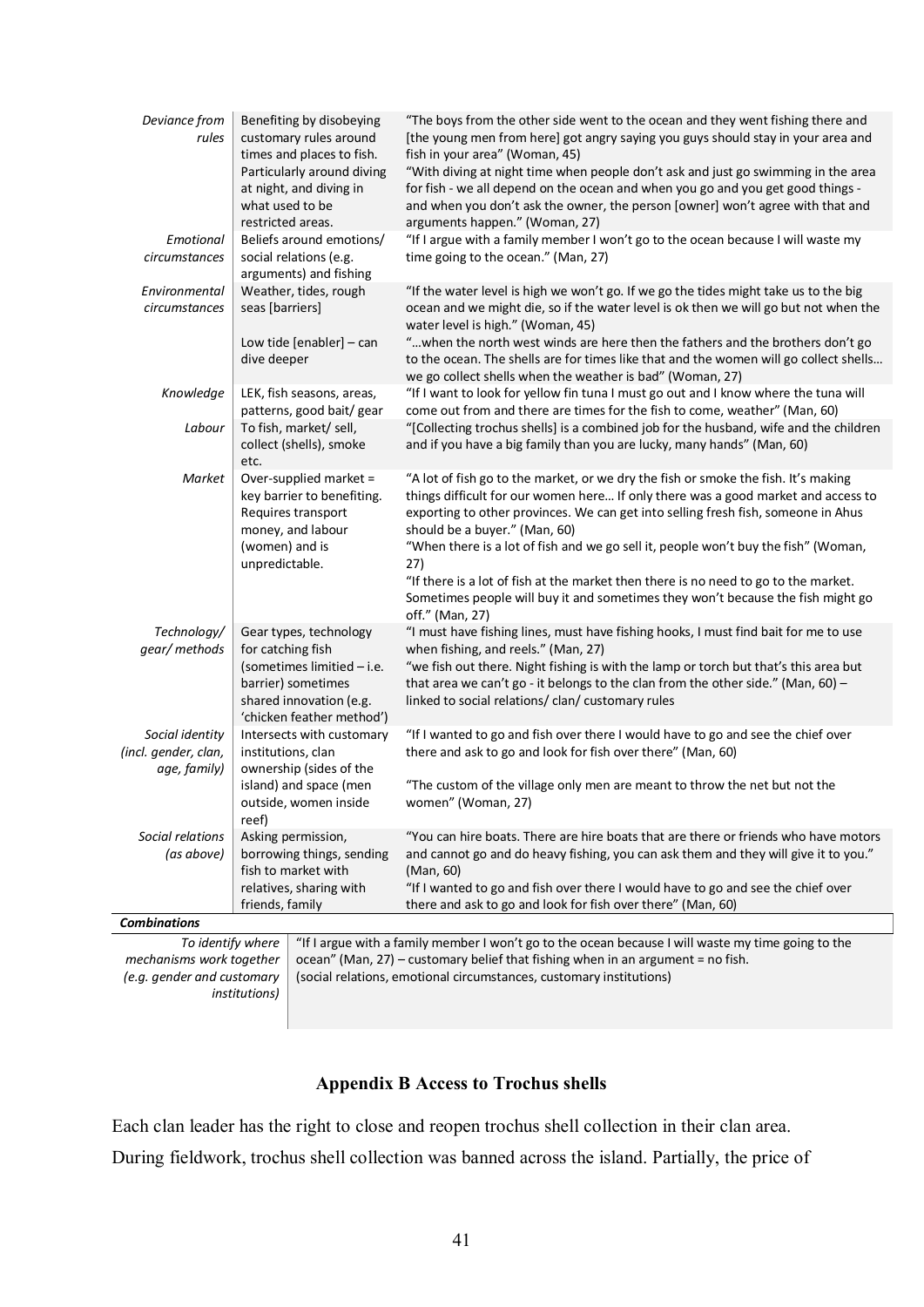| | | |
|---|---|---|
| *Deviance from rules* | Benefiting by disobeying customary rules around times and places to fish. Particularly around diving at night, and diving in what used to be restricted areas. | "The boys from the other side went to the ocean and they went fishing there and [the young men from here] got angry saying you guys should stay in your area and fish in your area" (Woman, 45)<br>"With diving at night time when people don't ask and just go swimming in the area for fish - we all depend on the ocean and when you go and you get good things - and when you don't ask the owner, the person [owner] won't agree with that and arguments happen." (Woman, 27) |
| *Emotional circumstances* | Beliefs around emotions/ social relations (e.g. arguments) and fishing | "If I argue with a family member I won't go to the ocean because I will waste my time going to the ocean." (Man, 27) |
| *Environmental circumstances* | Weather, tides, rough seas [barriers]<br><br>Low tide [enabler] – can dive deeper | "If the water level is high we won't go. If we go the tides might take us to the big ocean and we might die, so if the water level is ok then we will go but not when the water level is high." (Woman, 45)<br>"…when the north west winds are here then the fathers and the brothers don't go to the ocean. The shells are for times like that and the women will go collect shells… we go collect shells when the weather is bad" (Woman, 27) |
| *Knowledge* | LEK, fish seasons, areas, patterns, good bait/ gear | "If I want to look for yellow fin tuna I must go out and I know where the tuna will come out from and there are times for the fish to come, weather" (Man, 60) |
| *Labour* | To fish, market/ sell, collect (shells), smoke etc. | "[Collecting trochus shells] is a combined job for the husband, wife and the children and if you have a big family than you are lucky, many hands" (Man, 60) |
| *Market* | Over-supplied market = key barrier to benefiting. Requires transport money, and labour (women) and is unpredictable. | "A lot of fish go to the market, or we dry the fish or smoke the fish. It's making things difficult for our women here… If only there was a good market and access to exporting to other provinces. We can get into selling fresh fish, someone in Ahus should be a buyer." (Man, 60)<br>"When there is a lot of fish and we go sell it, people won't buy the fish" (Woman, 27)<br>"If there is a lot of fish at the market then there is no need to go to the market. Sometimes people will buy it and sometimes they won't because the fish might go off." (Man, 27) |
| *Technology/ gear/ methods* | Gear types, technology for catching fish (sometimes limitied – i.e. barrier) sometimes shared innovation (e.g. 'chicken feather method') | "I must have fishing lines, must have fishing hooks, I must find bait for me to use when fishing, and reels." (Man, 27)<br>"we fish out there. Night fishing is with the lamp or torch but that's this area but that area we can't go - it belongs to the clan from the other side." (Man, 60) – linked to social relations/ clan/ customary rules |
| *Social identity (incl. gender, clan, age, family)* | Intersects with customary institutions, clan ownership (sides of the island) and space (men outside, women inside reef) | "If I wanted to go and fish over there I would have to go and see the chief over there and ask to go and look for fish over there" (Man, 60)<br><br>"The custom of the village only men are meant to throw the net but not the women" (Woman, 27) |
| *Social relations (as above)* | Asking permission, borrowing things, sending fish to market with relatives, sharing with friends, family | "You can hire boats. There are hire boats that are there or friends who have motors and cannot go and do heavy fishing, you can ask them and they will give it to you." (Man, 60)<br>"If I wanted to go and fish over there I would have to go and see the chief over there and ask to go and look for fish over there" (Man, 60) |
| ***Combinations*** | | |
| *To identify where mechanisms work together (e.g. gender and customary institutions)* | "If I argue with a family member I won't go to the ocean because I will waste my time going to the ocean" (Man, 27) – customary belief that fishing when in an argument = no fish.<br>(social relations, emotional circumstances, customary institutions) | |

## Appendix B Access to Trochus shells

Each clan leader has the right to close and reopen trochus shell collection in their clan area. During fieldwork, trochus shell collection was banned across the island. Partially, the price of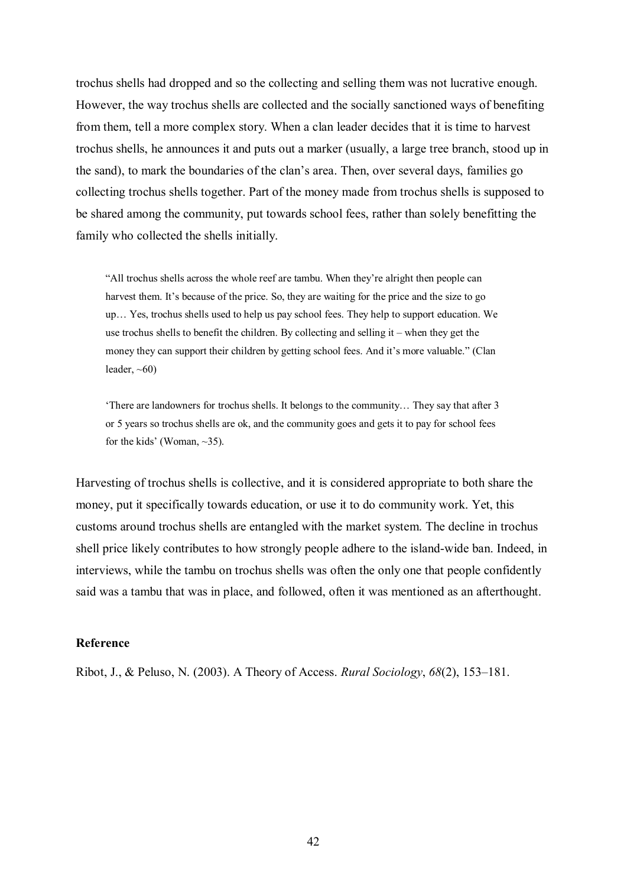trochus shells had dropped and so the collecting and selling them was not lucrative enough. However, the way trochus shells are collected and the socially sanctioned ways of benefiting from them, tell a more complex story. When a clan leader decides that it is time to harvest trochus shells, he announces it and puts out a marker (usually, a large tree branch, stood up in the sand), to mark the boundaries of the clan's area. Then, over several days, families go collecting trochus shells together. Part of the money made from trochus shells is supposed to be shared among the community, put towards school fees, rather than solely benefitting the family who collected the shells initially.

> "All trochus shells across the whole reef are tambu. When they're alright then people can harvest them. It's because of the price. So, they are waiting for the price and the size to go up… Yes, trochus shells used to help us pay school fees. They help to support education. We use trochus shells to benefit the children. By collecting and selling it – when they get the money they can support their children by getting school fees. And it's more valuable." (Clan leader, ~60)

> 'There are landowners for trochus shells. It belongs to the community… They say that after 3 or 5 years so trochus shells are ok, and the community goes and gets it to pay for school fees for the kids' (Woman, ~35).

Harvesting of trochus shells is collective, and it is considered appropriate to both share the money, put it specifically towards education, or use it to do community work. Yet, this customs around trochus shells are entangled with the market system. The decline in trochus shell price likely contributes to how strongly people adhere to the island-wide ban. Indeed, in interviews, while the tambu on trochus shells was often the only one that people confidently said was a tambu that was in place, and followed, often it was mentioned as an afterthought.

### Reference

Ribot, J., & Peluso, N. (2003). A Theory of Access. *Rural Sociology*, *68*(2), 153–181.